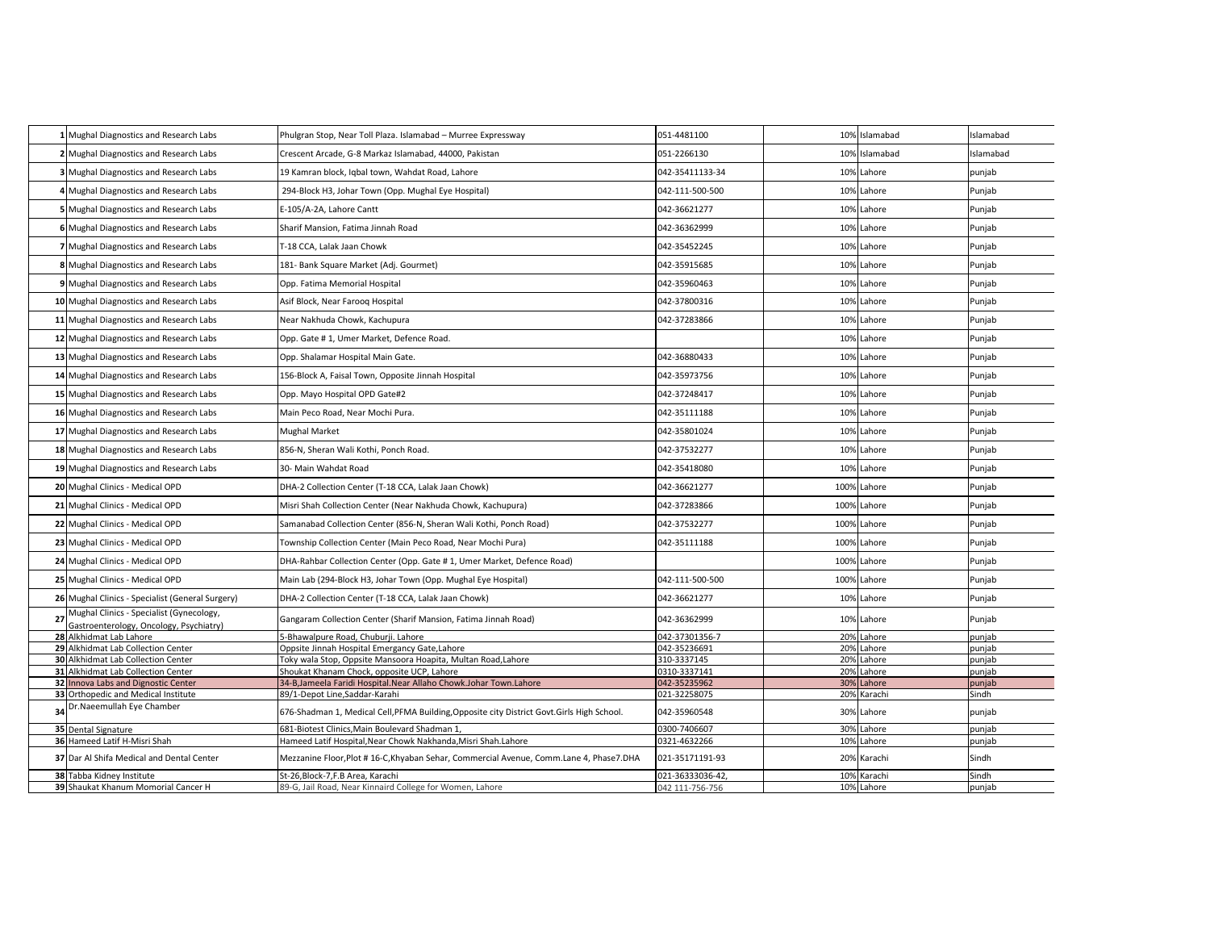| | | | | | | |
|---|---|---|---|---|---|---|
| 1 | Mughal Diagnostics and Research Labs | Phulgran Stop, Near Toll Plaza. Islamabad – Murree Expressway | 051-4481100 | 10% | Islamabad | Islamabad |
| 2 | Mughal Diagnostics and Research Labs | Crescent Arcade, G-8 Markaz Islamabad, 44000, Pakistan | 051-2266130 | 10% | Islamabad | Islamabad |
| 3 | Mughal Diagnostics and Research Labs | 19 Kamran block, Iqbal town, Wahdat Road, Lahore | 042-35411133-34 | 10% | Lahore | punjab |
| 4 | Mughal Diagnostics and Research Labs | 294-Block H3, Johar Town (Opp. Mughal Eye Hospital) | 042-111-500-500 | 10% | Lahore | Punjab |
| 5 | Mughal Diagnostics and Research Labs | E-105/A-2A, Lahore Cantt | 042-36621277 | 10% | Lahore | Punjab |
| 6 | Mughal Diagnostics and Research Labs | Sharif Mansion, Fatima Jinnah Road | 042-36362999 | 10% | Lahore | Punjab |
| 7 | Mughal Diagnostics and Research Labs | T-18 CCA, Lalak Jaan Chowk | 042-35452245 | 10% | Lahore | Punjab |
| 8 | Mughal Diagnostics and Research Labs | 181- Bank Square Market (Adj. Gourmet) | 042-35915685 | 10% | Lahore | Punjab |
| 9 | Mughal Diagnostics and Research Labs | Opp. Fatima Memorial Hospital | 042-35960463 | 10% | Lahore | Punjab |
| 10 | Mughal Diagnostics and Research Labs | Asif Block, Near Farooq Hospital | 042-37800316 | 10% | Lahore | Punjab |
| 11 | Mughal Diagnostics and Research Labs | Near Nakhuda Chowk, Kachupura | 042-37283866 | 10% | Lahore | Punjab |
| 12 | Mughal Diagnostics and Research Labs | Opp. Gate # 1, Umer Market, Defence Road. | | 10% | Lahore | Punjab |
| 13 | Mughal Diagnostics and Research Labs | Opp. Shalamar Hospital Main Gate. | 042-36880433 | 10% | Lahore | Punjab |
| 14 | Mughal Diagnostics and Research Labs | 156-Block A, Faisal Town, Opposite Jinnah Hospital | 042-35973756 | 10% | Lahore | Punjab |
| 15 | Mughal Diagnostics and Research Labs | Opp. Mayo Hospital OPD Gate#2 | 042-37248417 | 10% | Lahore | Punjab |
| 16 | Mughal Diagnostics and Research Labs | Main Peco Road, Near Mochi Pura. | 042-35111188 | 10% | Lahore | Punjab |
| 17 | Mughal Diagnostics and Research Labs | Mughal Market | 042-35801024 | 10% | Lahore | Punjab |
| 18 | Mughal Diagnostics and Research Labs | 856-N, Sheran Wali Kothi, Ponch Road. | 042-37532277 | 10% | Lahore | Punjab |
| 19 | Mughal Diagnostics and Research Labs | 30- Main Wahdat Road | 042-35418080 | 10% | Lahore | Punjab |
| 20 | Mughal Clinics - Medical OPD | DHA-2 Collection Center (T-18 CCA, Lalak Jaan Chowk) | 042-36621277 | 100% | Lahore | Punjab |
| 21 | Mughal Clinics - Medical OPD | Misri Shah Collection Center (Near Nakhuda Chowk, Kachupura) | 042-37283866 | 100% | Lahore | Punjab |
| 22 | Mughal Clinics - Medical OPD | Samanabad Collection Center (856-N, Sheran Wali Kothi, Ponch Road) | 042-37532277 | 100% | Lahore | Punjab |
| 23 | Mughal Clinics - Medical OPD | Township Collection Center (Main Peco Road, Near Mochi Pura) | 042-35111188 | 100% | Lahore | Punjab |
| 24 | Mughal Clinics - Medical OPD | DHA-Rahbar Collection Center (Opp. Gate # 1, Umer Market, Defence Road) | | 100% | Lahore | Punjab |
| 25 | Mughal Clinics - Medical OPD | Main Lab (294-Block H3, Johar Town (Opp. Mughal Eye Hospital) | 042-111-500-500 | 100% | Lahore | Punjab |
| 26 | Mughal Clinics - Specialist (General Surgery) | DHA-2 Collection Center (T-18 CCA, Lalak Jaan Chowk) | 042-36621277 | 10% | Lahore | Punjab |
| 27 | Mughal Clinics - Specialist (Gynecology, Gastroenterology, Oncology, Psychiatry) | Gangaram Collection Center (Sharif Mansion, Fatima Jinnah Road) | 042-36362999 | 10% | Lahore | Punjab |
| 28 | Alkhidmat Lab Lahore | 5-Bhawalpure Road, Chuburji. Lahore | 042-37301356-7 | 20% | Lahore | punjab |
| 29 | Alkhidmat Lab Collection Center | Oppsite Jinnah Hospital Emergancy Gate,Lahore | 042-35236691 | 20% | Lahore | punjab |
| 30 | Alkhidmat Lab Collection Center | Toky wala Stop, Oppsite Mansoora Hoapita, Multan Road,Lahore | 310-3337145 | 20% | Lahore | punjab |
| 31 | Alkhidmat Lab Collection Center | Shoukat Khanam Chock, opposite UCP, Lahore | 0310-3337141 | 20% | Lahore | punjab |
| 32 | Innova Labs and Dignostic Center | 34-B,Jameela Faridi Hospital.Near Allaho Chowk.Johar Town.Lahore | 042-35235962 | 30% | Lahore | punjab |
| 33 | Orthopedic and Medical Institute | 89/1-Depot Line,Saddar-Karahi | 021-32258075 | 20% | Karachi | Sindh |
| 34 | Dr.Naeemullah Eye Chamber | 676-Shadman 1, Medical Cell,PFMA Building,Opposite city District Govt.Girls High School. | 042-35960548 | 30% | Lahore | punjab |
| 35 | Dental Signature | 681-Biotest Clinics,Main Boulevard Shadman 1, | 0300-7406607 | 30% | Lahore | punjab |
| 36 | Hameed Latif H-Misri Shah | Hameed Latif Hospital,Near Chowk Nakhanda,Misri Shah.Lahore | 0321-4632266 | 10% | Lahore | punjab |
| 37 | Dar Al Shifa Medical and Dental Center | Mezzanine Floor,Plot # 16-C,Khyaban Sehar, Commercial Avenue, Comm.Lane 4, Phase7.DHA | 021-35171191-93 | 20% | Karachi | Sindh |
| 38 | Tabba Kidney Institute | St-26,Block-7,F.B Area, Karachi | 021-36333036-42, | 10% | Karachi | Sindh |
| 39 | Shaukat Khanum Momorial Cancer H | 89-G, Jail Road, Near Kinnaird College for Women, Lahore | 042 111-756-756 | 10% | Lahore | punjab |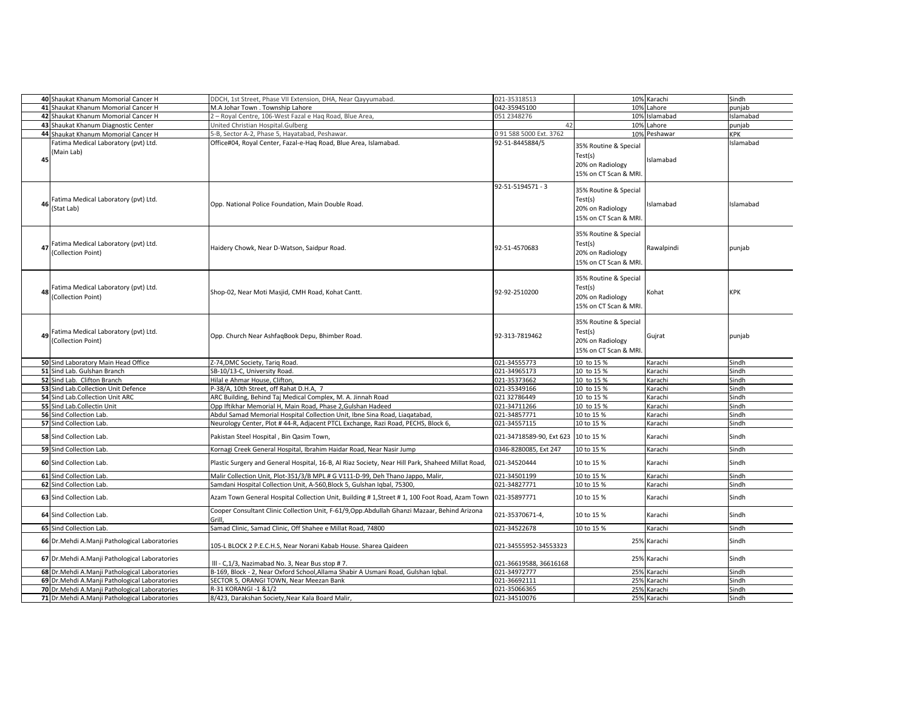| | | | | | | |
|---|---|---|---|---|---|---|
| 40 | Shaukat Khanum Momorial Cancer H | DDCH, 1st Street, Phase VII Extension, DHA, Near Qayyumabad. | 021-35318513 | 10% | Karachi | Sindh |
| 41 | Shaukat Khanum Momorial Cancer H | M.A Johar Town . Township Lahore | 042-35945100 | 10% | Lahore | punjab |
| 42 | Shaukat Khanum Momorial Cancer H | 2 – Royal Centre, 106-West Fazal e Haq Road, Blue Area, | 051 2348276 | 10% | Islamabad | Islamabad |
| 43 | Shaukat Khanum Diagnostic Center | United Christian Hospital.Gulberg | 42 | 10% | Lahore | punjab |
| 44 | Shaukat Khanum Momorial Cancer H | 5-B, Sector A-2, Phase 5, Hayatabad, Peshawar. | 0 91 588 5000 Ext. 3762 | 10% | Peshawar | KPK |
| 45 | Fatima Medical Laboratory (pvt) Ltd. (Main Lab) | Office#04, Royal Center, Fazal-e-Haq Road, Blue Area, Islamabad. | 92-51-8445884/5 | 35% Routine & Special Test(s) 20% on Radiology 15% on CT Scan & MRI. | Islamabad | Islamabad |
| 46 | Fatima Medical Laboratory (pvt) Ltd. (Stat Lab) | Opp. National Police Foundation, Main Double Road. | 92-51-5194571 - 3 | 35% Routine & Special Test(s) 20% on Radiology 15% on CT Scan & MRI. | Islamabad | Islamabad |
| 47 | Fatima Medical Laboratory (pvt) Ltd. (Collection Point) | Haidery Chowk, Near D-Watson, Saidpur Road. | 92-51-4570683 | 35% Routine & Special Test(s) 20% on Radiology 15% on CT Scan & MRI. | Rawalpindi | punjab |
| 48 | Fatima Medical Laboratory (pvt) Ltd. (Collection Point) | Shop-02, Near Moti Masjid, CMH Road, Kohat Cantt. | 92-92-2510200 | 35% Routine & Special Test(s) 20% on Radiology 15% on CT Scan & MRI. | Kohat | KPK |
| 49 | Fatima Medical Laboratory (pvt) Ltd. (Collection Point) | Opp. Church Near AshfaqBook Depu, Bhimber Road. | 92-313-7819462 | 35% Routine & Special Test(s) 20% on Radiology 15% on CT Scan & MRI. | Gujrat | punjab |
| 50 | Sind Laboratory Main Head Office | Z-74,DMC Society, Tariq Road. | 021-34555773 | 10 to 15 % | Karachi | Sindh |
| 51 | Sind Lab. Gulshan Branch | SB-10/13-C, University Road. | 021-34965173 | 10 to 15 % | Karachi | Sindh |
| 52 | Sind Lab. Clifton Branch | Hilal e Ahmar House, Clifton, | 021-35373662 | 10 to 15 % | Karachi | Sindh |
| 53 | Sind Lab.Collection Unit Defence | P-38/A, 10th Street, off Rahat D.H.A, 7 | 021-35349166 | 10 to 15 % | Karachi | Sindh |
| 54 | Sind Lab.Collection Unit ARC | ARC Building, Behind Taj Medical Complex, M. A. Jinnah Road | 021 32786449 | 10 to 15 % | Karachi | Sindh |
| 55 | Sind Lab.Collectin Unit | Opp Iftikhar Memorial H, Main Road, Phase 2,Gulshan Hadeed | 021-34711266 | 10 to 15 % | Karachi | Sindh |
| 56 | Sind Collection Lab. | Abdul Samad Memorial Hospital Collection Unit, Ibne Sina Road, Liaqatabad, | 021-34857771 | 10 to 15 % | Karachi | Sindh |
| 57 | Sind Collection Lab. | Neurology Center, Plot # 44-R, Adjacent PTCL Exchange, Razi Road, PECHS, Block 6, | 021-34557115 | 10 to 15 % | Karachi | Sindh |
| 58 | Sind Collection Lab. | Pakistan Steel Hospital , Bin Qasim Town, | 021-34718589-90, Ext 623 | 10 to 15 % | Karachi | Sindh |
| 59 | Sind Collection Lab. | Kornagi Creek General Hospital, Ibrahim Haidar Road, Near Nasir Jump | 0346-8280085, Ext 247 | 10 to 15 % | Karachi | Sindh |
| 60 | Sind Collection Lab. | Plastic Surgery and General Hospital, 16-B, Al Riaz Society, Near Hill Park, Shaheed Millat Road, | 021-34520444 | 10 to 15 % | Karachi | Sindh |
| 61 | Sind Collection Lab. | Malir Collection Unit, Plot-351/3/B MPL # G V111-D-99, Deh Thano Jappo, Malir, | 021-34501199 | 10 to 15 % | Karachi | Sindh |
| 62 | Sind Collection Lab. | Samdani Hospital Collection Unit, A-560,Block 5, Gulshan Iqbal, 75300, | 021-34827771 | 10 to 15 % | Karachi | Sindh |
| 63 | Sind Collection Lab. | Azam Town General Hospital Collection Unit, Building # 1,Street # 1, 100 Foot Road, Azam Town | 021-35897771 | 10 to 15 % | Karachi | Sindh |
| 64 | Sind Collection Lab. | Cooper Consultant Clinic Collection Unit, F-61/9,Opp.Abdullah Ghanzi Mazaar, Behind Arizona Grill, | 021-35370671-4, | 10 to 15 % | Karachi | Sindh |
| 65 | Sind Collection Lab. | Samad Clinic, Samad Clinic, Off Shahee e Millat Road, 74800 | 021-34522678 | 10 to 15 % | Karachi | Sindh |
| 66 | Dr.Mehdi A.Manji Pathological Laboratories | 105-L BLOCK 2 P.E.C.H.S, Near Norani Kabab House. Sharea Qaideen | 021-34555952-34553323 | 25% | Karachi | Sindh |
| 67 | Dr.Mehdi A.Manji Pathological Laboratories | III - C,1/3, Nazimabad No. 3, Near Bus stop # 7. | 021-36619588, 36616168 | 25% | Karachi | Sindh |
| 68 | Dr.Mehdi A.Manji Pathological Laboratories | B-169, Block - 2, Near Oxford School,Allama Shabir A Usmani Road, Gulshan Iqbal. | 021-34972777 | 25% | Karachi | Sindh |
| 69 | Dr.Mehdi A.Manji Pathological Laboratories | SECTOR 5, ORANGI TOWN, Near Meezan Bank | 021-36692111 | 25% | Karachi | Sindh |
| 70 | Dr.Mehdi A.Manji Pathological Laboratories | R-31 KORANGI -1 &1/2 | 021-35066365 | 25% | Karachi | Sindh |
| 71 | Dr.Mehdi A.Manji Pathological Laboratories | 8/423, Darakshan Society,Near Kala Board Malir, | 021-34510076 | 25% | Karachi | Sindh |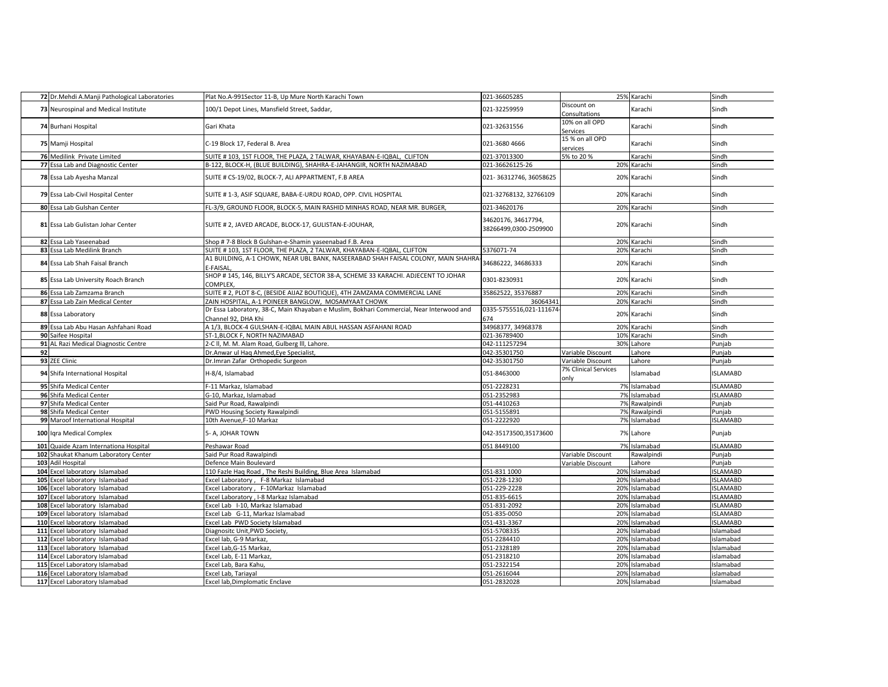| | | | | | | |
|---|---|---|---|---|---|---|
| 72 | Dr.Mehdi A.Manji Pathological Laboratories | Plat No.A-991Sector 11-B, Up Mure North Karachi Town | 021-36605285 | 25% | Karachi | Sindh |
| 73 | Neurospinal and Medical Institute | 100/1 Depot Lines, Mansfield Street, Saddar, | 021-32259959 | Discount on Consultations | Karachi | Sindh |
| 74 | Burhani Hospital | Gari Khata | 021-32631556 | 10% on all OPD Services | Karachi | Sindh |
| 75 | Mamji Hospital | C-19 Block 17, Federal B. Area | 021-3680 4666 | 15 % on all OPD services | Karachi | Sindh |
| 76 | Medilink Private Limited | SUITE # 103, 1ST FLOOR, THE PLAZA, 2 TALWAR, KHAYABAN-E-IQBAL, CLIFTON | 021-37013300 | 5% to 20 % | Karachi | Sindh |
| 77 | Essa Lab and Diagnostic Center | B-122, BLOCK-H, (BLUE BUILDING), SHAHRA-E-JAHANGIR, NORTH NAZIMABAD | 021-36626125-26 | 20% | Karachi | Sindh |
| 78 | Essa Lab Ayesha Manzal | SUITE # CS-19/02, BLOCK-7, ALI APPARTMENT, F.B AREA | 021- 36312746, 36058625 | 20% | Karachi | Sindh |
| 79 | Essa Lab-Civil Hospital Center | SUITE # 1-3, ASIF SQUARE, BABA-E-URDU ROAD, OPP. CIVIL HOSPITAL | 021-32768132, 32766109 | 20% | Karachi | Sindh |
| 80 | Essa Lab Gulshan Center | FL-3/9, GROUND FLOOR, BLOCK-5, MAIN RASHID MINHAS ROAD, NEAR MR. BURGER, | 021-34620176 | 20% | Karachi | Sindh |
| 81 | Essa Lab Gulistan Johar Center | SUITE # 2, JAVED ARCADE, BLOCK-17, GULISTAN-E-JOUHAR, | 34620176, 34617794, 38266499,0300-2509900 | 20% | Karachi | Sindh |
| 82 | Essa Lab Yaseenabad | Shop # 7-8 Block B Gulshan-e-Shamin yaseenabad F.B. Area | | 20% | Karachi | Sindh |
| 83 | Essa Lab Medilink Branch | SUITE # 103, 1ST FLOOR, THE PLAZA, 2 TALWAR, KHAYABAN-E-IQBAL, CLIFTON | 5376071-74 | 20% | Karachi | Sindh |
| 84 | Essa Lab Shah Faisal Branch | A1 BUILDING, A-1 CHOWK, NEAR UBL BANK, NASEERABAD SHAH FAISAL COLONY, MAIN SHAHRA-E-FAISAL, | 34686222, 34686333 | 20% | Karachi | Sindh |
| 85 | Essa Lab University Roach Branch | SHOP # 145, 146, BILLY'S ARCADE, SECTOR 38-A, SCHEME 33 KARACHI. ADJECENT TO JOHAR COMPLEX, | 0301-8230931 | 20% | Karachi | Sindh |
| 86 | Essa Lab Zamzama Branch | SUITE # 2, PLOT 8-C, (BESIDE AIJAZ BOUTIQUE), 4TH ZAMZAMA COMMERCIAL LANE | 35862522, 35376887 | 20% | Karachi | Sindh |
| 87 | Essa Lab Zain Medical Center | ZAIN HOSPITAL, A-1 POINEER BANGLOW, MOSAMYAAT CHOWK | 36064341 | 20% | Karachi | Sindh |
| 88 | Essa Laboratory | Dr Essa Laboratory, 38-C, Main Khayaban e Muslim, Bokhari Commercial, Near Interwood and Channel 92, DHA Khi | 0335-5755516,021-111674-674 | 20% | Karachi | Sindh |
| 89 | Essa Lab Abu Hasan Ashfahani Road | A 1/3, BLOCK-4 GULSHAN-E-IQBAL MAIN ABUL HASSAN ASFAHANI ROAD | 34968377, 34968378 | 20% | Karachi | Sindh |
| 90 | Saifee Hospital | ST-1,BLOCK F, NORTH NAZIMABAD | 021-36789400 | 10% | Karachi | Sindh |
| 91 | AL Razi Medical Diagnostic Centre | 2-C ll, M. M. Alam Road, Gulberg lll, Lahore. | 042-111257294 | 30% | Lahore | Punjab |
| 92 | | Dr.Anwar ul Haq Ahmed,Eye Specialist, | 042-35301750 | Variable Discount | Lahore | Punjab |
| 93 | ZEE Clinic | Dr.Imran Zafar Orthopedic Surgeon | 042-35301750 | Variable Discount | Lahore | Punjab |
| 94 | Shifa International Hospital | H-8/4, Islamabad | 051-8463000 | 7% Clinical Services only | Islamabad | ISLAMABD |
| 95 | Shifa Medical Center | F-11 Markaz, Islamabad | 051-2228231 | 7% | Islamabad | ISLAMABD |
| 96 | Shifa Medical Center | G-10, Markaz, Islamabad | 051-2352983 | 7% | Islamabad | ISLAMABD |
| 97 | Shifa Medical Center | Said Pur Road, Rawalpindi | 051-4410263 | 7% | Rawalpindi | Punjab |
| 98 | Shifa Medical Center | PWD Housing Society Rawalpindi | 051-5155891 | 7% | Rawalpindi | Punjab |
| 99 | Maroof International Hospital | 10th Avenue,F-10 Markaz | 051-2222920 | 7% | Islamabad | ISLAMABD |
| 100 | Iqra Medical Complex | 5- A, JOHAR TOWN | 042-35173500,35173600 | 7% | Lahore | Punjab |
| 101 | Quaide Azam Internationa Hospital | Peshawar Road | 051 8449100 | 7% | Islamabad | ISLAMABD |
| 102 | Shaukat Khanum Laboratory Center | Said Pur Road Rawalpindi | | Variable Discount | Rawalpindi | Punjab |
| 103 | Adil Hospital | Defence Main Boulevard | | Variable Discount | Lahore | Punjab |
| 104 | Excel laboratory Islamabad | 110 Fazle Haq Road , The Reshi Building, Blue Area Islamabad | 051-831 1000 | 20% | Islamabad | ISLAMABD |
| 105 | Excel laboratory Islamabad | Excel Laboratory , F-8 Markaz Islamabad | 051-228-1230 | 20% | Islamabad | ISLAMABD |
| 106 | Excel laboratory Islamabad | Excel Laboratory , F-10Markaz Islamabad | 051-229-2228 | 20% | Islamabad | ISLAMABD |
| 107 | Excel laboratory Islamabad | Excel Laboratory , I-8 Markaz Islamabad | 051-835-6615 | 20% | Islamabad | ISLAMABD |
| 108 | Excel laboratory Islamabad | Excel Lab I-10, Markaz Islamabad | 051-831-2092 | 20% | Islamabad | ISLAMABD |
| 109 | Excel laboratory Islamabad | Excel Lab G-11, Markaz Islamabad | 051-835-0050 | 20% | Islamabad | ISLAMABD |
| 110 | Excel laboratory Islamabad | Excel Lab PWD Society Islamabad | 051-431-3367 | 20% | Islamabad | ISLAMABD |
| 111 | Excel laboratory Islamabad | Diagnositc Unit,PWD Society, | 051-5708335 | 20% | Islamabad | Islamabad |
| 112 | Excel laboratory Islamabad | Excel lab, G-9 Markaz, | 051-2284410 | 20% | Islamabad | islamabad |
| 113 | Excel laboratory Islamabad | Excel Lab,G-15 Markaz, | 051-2328189 | 20% | Islamabad | islamabad |
| 114 | Excel Laboratory Islamabad | Excel Lab, E-11 Markaz, | 051-2318210 | 20% | Islamabad | islamabad |
| 115 | Excel Laboratory Islamabad | Excel Lab, Bara Kahu, | 051-2322154 | 20% | Islamabad | Islamabad |
| 116 | Excel Laboratory Islamabad | Excel Lab, Tariayal | 051-2616044 | 20% | Islamabad | islamabad |
| 117 | Excel Laboratory Islamabad | Excel lab,Dimplomatic Enclave | 051-2832028 | 20% | Islamabad | Islamabad |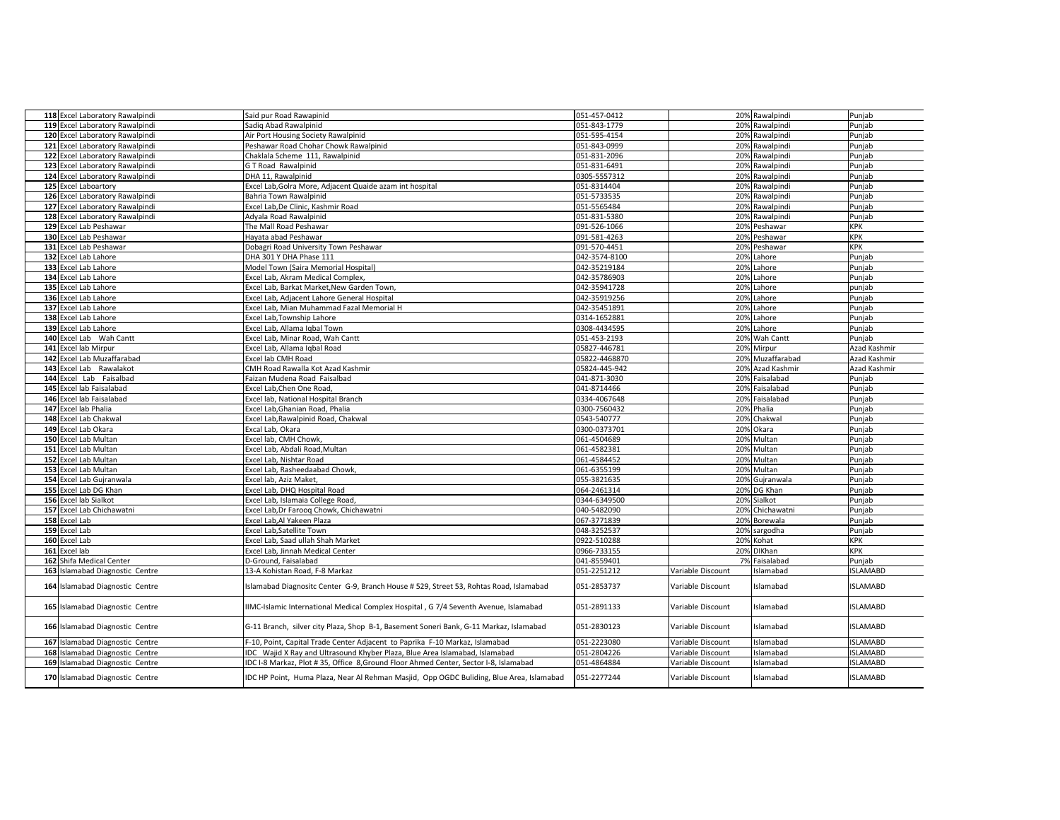| | | | | | | |
|---|---|---|---|---|---|---|
| 118 | Excel Laboratory Rawalpindi | Said pur Road Rawapinid | 051-457-0412 | 20% | Rawalpindi | Punjab |
| 119 | Excel Laboratory Rawalpindi | Sadiq Abad Rawalpinid | 051-843-1779 | 20% | Rawalpindi | Punjab |
| 120 | Excel Laboratory Rawalpindi | Air Port Housing Society Rawalpinid | 051-595-4154 | 20% | Rawalpindi | Punjab |
| 121 | Excel Laboratory Rawalpindi | Peshawar Road Chohar Chowk Rawalpinid | 051-843-0999 | 20% | Rawalpindi | Punjab |
| 122 | Excel Laboratory Rawalpindi | Chaklala Scheme 111, Rawalpinid | 051-831-2096 | 20% | Rawalpindi | Punjab |
| 123 | Excel Laboratory Rawalpindi | G T Road Rawalpinid | 051-831-6491 | 20% | Rawalpindi | Punjab |
| 124 | Excel Laboratory Rawalpindi | DHA 11, Rawalpinid | 0305-5557312 | 20% | Rawalpindi | Punjab |
| 125 | Excel Laboartory | Excel Lab,Golra More, Adjacent Quaide azam int hospital | 051-8314404 | 20% | Rawalpindi | Punjab |
| 126 | Excel Laboratory Rawalpindi | Bahria Town Rawalpinid | 051-5733535 | 20% | Rawalpindi | Punjab |
| 127 | Excel Laboratory Rawalpindi | Excel Lab,De Clinic, Kashmir Road | 051-5565484 | 20% | Rawalpindi | Punjab |
| 128 | Excel Laboratory Rawalpindi | Adyala Road Rawalpinid | 051-831-5380 | 20% | Rawalpindi | Punjab |
| 129 | Excel Lab Peshawar | The Mall Road Peshawar | 091-526-1066 | 20% | Peshawar | KPK |
| 130 | Excel Lab Peshawar | Hayata abad Peshawar | 091-581-4263 | 20% | Peshawar | KPK |
| 131 | Excel Lab Peshawar | Dobagri Road University Town Peshawar | 091-570-4451 | 20% | Peshawar | KPK |
| 132 | Excel Lab Lahore | DHA 301 Y DHA Phase 111 | 042-3574-8100 | 20% | Lahore | Punjab |
| 133 | Excel Lab Lahore | Model Town (Saira Memorial Hospital) | 042-35219184 | 20% | Lahore | Punjab |
| 134 | Excel Lab Lahore | Excel Lab, Akram Medical Complex, | 042-35786903 | 20% | Lahore | Punjab |
| 135 | Excel Lab Lahore | Excel Lab, Barkat Market,New Garden Town, | 042-35941728 | 20% | Lahore | punjab |
| 136 | Excel Lab Lahore | Excel Lab, Adjacent Lahore General Hospital | 042-35919256 | 20% | Lahore | Punjab |
| 137 | Excel Lab Lahore | Excel Lab, Mian Muhammad Fazal Memorial H | 042-35451891 | 20% | Lahore | Punjab |
| 138 | Excel Lab Lahore | Excel Lab,Township Lahore | 0314-1652881 | 20% | Lahore | Punjab |
| 139 | Excel Lab Lahore | Excel Lab, Allama Iqbal Town | 0308-4434595 | 20% | Lahore | Punjab |
| 140 | Excel Lab Wah Cantt | Excel Lab, Minar Road, Wah Cantt | 051-453-2193 | 20% | Wah Cantt | Punjab |
| 141 | Excel lab Mirpur | Excel Lab, Allama Iqbal Road | 05827-446781 | 20% | Mirpur | Azad Kashmir |
| 142 | Excel Lab Muzaffarabad | Excel lab CMH Road | 05822-4468870 | 20% | Muzaffarabad | Azad Kashmir |
| 143 | Excel Lab Rawalakot | CMH Road Rawalla Kot Azad Kashmir | 05824-445-942 | 20% | Azad Kashmir | Azad Kashmir |
| 144 | Excel Lab Faisalbad | Faizan Mudena Road Faisalbad | 041-871-3030 | 20% | Faisalabad | Punjab |
| 145 | Excel lab Faisalabad | Excel Lab,Chen One Road, | 041-8714466 | 20% | Faisalabad | Punjab |
| 146 | Excel lab Faisalabad | Excel lab, National Hospital Branch | 0334-4067648 | 20% | Faisalabad | Punjab |
| 147 | Excel lab Phalia | Excel Lab,Ghanian Road, Phalia | 0300-7560432 | 20% | Phalia | Punjab |
| 148 | Excel Lab Chakwal | Excel Lab,Rawalpinid Road, Chakwal | 0543-540777 | 20% | Chakwal | Punjab |
| 149 | Excel Lab Okara | Excal Lab, Okara | 0300-0373701 | 20% | Okara | Punjab |
| 150 | Excel Lab Multan | Excel lab, CMH Chowk, | 061-4504689 | 20% | Multan | Punjab |
| 151 | Excel Lab Multan | Excel Lab, Abdali Road,Multan | 061-4582381 | 20% | Multan | Punjab |
| 152 | Excel Lab Multan | Excel Lab, Nishtar Road | 061-4584452 | 20% | Multan | Punjab |
| 153 | Excel Lab Multan | Excel Lab, Rasheedaabad Chowk, | 061-6355199 | 20% | Multan | Punjab |
| 154 | Excel Lab Gujranwala | Excel lab, Aziz Maket, | 055-3821635 | 20% | Gujranwala | Punjab |
| 155 | Excel Lab DG Khan | Excel Lab, DHQ Hospital Road | 064-2461314 | 20% | DG Khan | Punjab |
| 156 | Excel lab Sialkot | Excel Lab, Islamaia College Road, | 0344-6349500 | 20% | Sialkot | Punjab |
| 157 | Excel Lab Chichawatni | Excel Lab,Dr Farooq Chowk, Chichawatni | 040-5482090 | 20% | Chichawatni | Punjab |
| 158 | Excel Lab | Excel Lab,Al Yakeen Plaza | 067-3771839 | 20% | Borewala | Punjab |
| 159 | Excel Lab | Excel Lab,Satellite Town | 048-3252537 | 20% | sargodha | Punjab |
| 160 | Excel Lab | Excel Lab, Saad ullah Shah Market | 0922-510288 | 20% | Kohat | KPK |
| 161 | Excel lab | Excel Lab, Jinnah Medical Center | 0966-733155 | 20% | DIKhan | KPK |
| 162 | Shifa Medical Center | D-Ground, Faisalabad | 041-8559401 | 7% | Faisalabad | Punjab |
| 163 | Islamabad Diagnostic Centre | 13-A Kohistan Road, F-8 Markaz | 051-2251212 | Variable Discount | Islamabad | ISLAMABD |
| 164 | Islamabad Diagnostic Centre | Islamabad Diagnositc Center G-9, Branch House # 529, Street 53, Rohtas Road, Islamabad | 051-2853737 | Variable Discount | Islamabad | ISLAMABD |
| 165 | Islamabad Diagnostic Centre | IIMC-Islamic International Medical Complex Hospital , G 7/4 Seventh Avenue, Islamabad | 051-2891133 | Variable Discount | Islamabad | ISLAMABD |
| 166 | Islamabad Diagnostic Centre | G-11 Branch, silver city Plaza, Shop B-1, Basement Soneri Bank, G-11 Markaz, Islamabad | 051-2830123 | Variable Discount | Islamabad | ISLAMABD |
| 167 | Islamabad Diagnostic Centre | F-10, Point, Capital Trade Center Adjacent to Paprika F-10 Markaz, Islamabad | 051-2223080 | Variable Discount | Islamabad | ISLAMABD |
| 168 | Islamabad Diagnostic Centre | IDC Wajid X Ray and Ultrasound Khyber Plaza, Blue Area Islamabad, Islamabad | 051-2804226 | Variable Discount | Islamabad | ISLAMABD |
| 169 | Islamabad Diagnostic Centre | IDC I-8 Markaz, Plot # 35, Office 8,Ground Floor Ahmed Center, Sector I-8, Islamabad | 051-4864884 | Variable Discount | Islamabad | ISLAMABD |
| 170 | Islamabad Diagnostic Centre | IDC HP Point, Huma Plaza, Near Al Rehman Masjid, Opp OGDC Buliding, Blue Area, Islamabad | 051-2277244 | Variable Discount | Islamabad | ISLAMABD |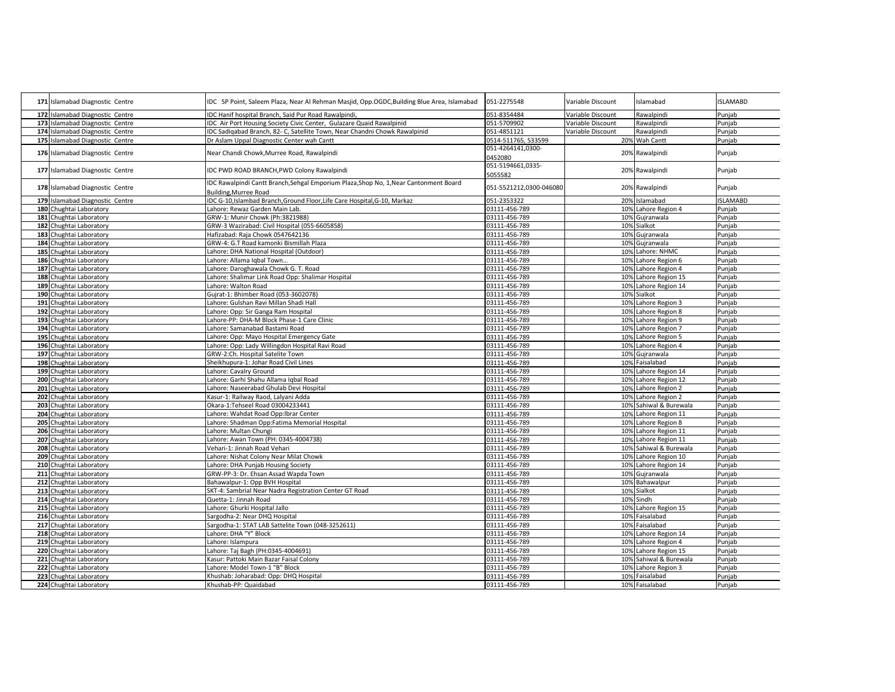| | | | | | | |
|---|---|---|---|---|---|---|
| 171 | Islamabad Diagnostic Centre | IDC SP Point, Saleem Plaza, Near Al Rehman Masjid, Opp.OGDC,Building Blue Area, Islamabad | 051-2275548 | Variable Discount | Islamabad | ISLAMABD |
| 172 | Islamabad Diagnostic Centre | IDC Hanif hospital Branch, Said Pur Road Rawalpindi, | 051-8354484 | Variable Discount | Rawalpindi | Punjab |
| 173 | Islamabad Diagnostic Centre | IDC Air Port Housing Society Civic Center, Gulazare Quaid Rawalpinid | 051-5709902 | Variable Discount | Rawalpindi | Punjab |
| 174 | Islamabad Diagnostic Centre | IDC Sadiqabad Branch, 82- C, Satellite Town, Near Chandni Chowk Rawalpinid | 051-4851121 | Variable Discount | Rawalpindi | Punjab |
| 175 | Islamabad Diagnostic Centre | Dr Aslam Uppal Diagnostic Center wah Cantt | 0514-511765, 533599 | 20% | Wah Cantt | Punjab |
| 176 | Islamabad Diagnostic Centre | Near Chandi Chowk,Murree Road, Rawalpindi | 051-4264141,0300-0452080 | 20% | Rawalpindi | Punjab |
| 177 | Islamabad Diagnostic Centre | IDC PWD ROAD BRANCH,PWD Colony Rawalpindi | 051-5194661,0335-5055582 | 20% | Rawalpindi | Punjab |
| 178 | Islamabad Diagnostic Centre | IDC Rawalpindi Cantt Branch,Sehgal Emporium Plaza,Shop No, 1,Near Cantonment Board Building,Murree Road | 051-5521212,0300-046080 | 20% | Rawalpindi | Punjab |
| 179 | Islamabad Diagnostic Centre | IDC G-10,Islambad Branch,Ground Floor,Life Care Hospital,G-10, Markaz | 051-2353322 | 20% | Islamabad | ISLAMABD |
| 180 | Chughtai Laboratory | Lahore: Rewaz Garden Main Lab. | 03111-456-789 | 10% | Lahore Region 4 | Punjab |
| 181 | Chughtai Laboratory | GRW-1: Munir Chowk (Ph:3821988) | 03111-456-789 | 10% | Gujranwala | Punjab |
| 182 | Chughtai Laboratory | GRW-3 Wazirabad: Civil Hospital (055-6605858) | 03111-456-789 | 10% | Sialkot | Punjab |
| 183 | Chughtai Laboratory | Hafizabad: Raja Chowk 0547642136 | 03111-456-789 | 10% | Gujranwala | Punjab |
| 184 | Chughtai Laboratory | GRW-4: G.T Road kamonki Bismillah Plaza | 03111-456-789 | 10% | Gujranwala | Punjab |
| 185 | Chughtai Laboratory | Lahore: DHA National Hospital (Outdoor) | 03111-456-789 | 10% | Lahore: NHMC | Punjab |
| 186 | Chughtai Laboratory | Lahore: Allama Iqbal Town… | 03111-456-789 | 10% | Lahore Region 6 | Punjab |
| 187 | Chughtai Laboratory | Lahore: Daroghawala Chowk G. T. Road | 03111-456-789 | 10% | Lahore Region 4 | Punjab |
| 188 | Chughtai Laboratory | Lahore: Shalimar Link Road Opp: Shalimar Hospital | 03111-456-789 | 10% | Lahore Region 15 | Punjab |
| 189 | Chughtai Laboratory | Lahore: Walton Road | 03111-456-789 | 10% | Lahore Region 14 | Punjab |
| 190 | Chughtai Laboratory | Gujrat-1: Bhimber Road (053-3602078) | 03111-456-789 | 10% | Sialkot | Punjab |
| 191 | Chughtai Laboratory | Lahore: Gulshan Ravi Millan Shadi Hall | 03111-456-789 | 10% | Lahore Region 3 | Punjab |
| 192 | Chughtai Laboratory | Lahore: Opp: Sir Ganga Ram Hospital | 03111-456-789 | 10% | Lahore Region 8 | Punjab |
| 193 | Chughtai Laboratory | Lahore-PP: DHA-M Block Phase-1 Care Clinic | 03111-456-789 | 10% | Lahore Region 9 | Punjab |
| 194 | Chughtai Laboratory | Lahore: Samanabad Bastami Road | 03111-456-789 | 10% | Lahore Region 7 | Punjab |
| 195 | Chughtai Laboratory | Lahore: Opp: Mayo Hospital Emergency Gate | 03111-456-789 | 10% | Lahore Region 5 | Punjab |
| 196 | Chughtai Laboratory | Lahore: Opp: Lady Willingdon Hospital Ravi Road | 03111-456-789 | 10% | Lahore Region 4 | Punjab |
| 197 | Chughtai Laboratory | GRW-2:Ch. Hospital Satelite Town | 03111-456-789 | 10% | Gujranwala | Punjab |
| 198 | Chughtai Laboratory | Sheikhupura-1: Johar Road Civil Lines | 03111-456-789 | 10% | Faisalabad | Punjab |
| 199 | Chughtai Laboratory | Lahore: Cavalry Ground | 03111-456-789 | 10% | Lahore Region 14 | Punjab |
| 200 | Chughtai Laboratory | Lahore: Garhi Shahu Allama Iqbal Road | 03111-456-789 | 10% | Lahore Region 12 | Punjab |
| 201 | Chughtai Laboratory | Lahore: Naseerabad Ghulab Devi Hospital | 03111-456-789 | 10% | Lahore Region 2 | Punjab |
| 202 | Chughtai Laboratory | Kasur-1: Railway Raod, Lalyani Adda | 03111-456-789 | 10% | Lahore Region 2 | Punjab |
| 203 | Chughtai Laboratory | Okara-1:Tehseel Road 03004233441 | 03111-456-789 | 10% | Sahiwal & Burewala | Punjab |
| 204 | Chughtai Laboratory | Lahore: Wahdat Road Opp:Ibrar Center | 03111-456-789 | 10% | Lahore Region 11 | Punjab |
| 205 | Chughtai Laboratory | Lahore: Shadman Opp:Fatima Memorial Hospital | 03111-456-789 | 10% | Lahore Region 8 | Punjab |
| 206 | Chughtai Laboratory | Lahore: Multan Chungi | 03111-456-789 | 10% | Lahore Region 11 | Punjab |
| 207 | Chughtai Laboratory | Lahore: Awan Town (PH: 0345-4004738) | 03111-456-789 | 10% | Lahore Region 11 | Punjab |
| 208 | Chughtai Laboratory | Vehari-1: Jinnah Road Vehari | 03111-456-789 | 10% | Sahiwal & Burewala | Punjab |
| 209 | Chughtai Laboratory | Lahore: Nishat Colony Near Milat Chowk | 03111-456-789 | 10% | Lahore Region 10 | Punjab |
| 210 | Chughtai Laboratory | Lahore: DHA Punjab Housing Society | 03111-456-789 | 10% | Lahore Region 14 | Punjab |
| 211 | Chughtai Laboratory | GRW-PP-3: Dr. Ehsan Assad Wapda Town | 03111-456-789 | 10% | Gujranwala | Punjab |
| 212 | Chughtai Laboratory | Bahawalpur-1: Opp BVH Hospital | 03111-456-789 | 10% | Bahawalpur | Punjab |
| 213 | Chughtai Laboratory | SKT-4: Sambrial Near Nadra Registration Center GT Road | 03111-456-789 | 10% | Sialkot | Punjab |
| 214 | Chughtai Laboratory | Quetta-1: Jinnah Road | 03111-456-789 | 10% | Sindh | Punjab |
| 215 | Chughtai Laboratory | Lahore: Ghurki Hospital Jallo | 03111-456-789 | 10% | Lahore Region 15 | Punjab |
| 216 | Chughtai Laboratory | Sargodha-2: Near DHQ Hospital | 03111-456-789 | 10% | Faisalabad | Punjab |
| 217 | Chughtai Laboratory | Sargodha-1: STAT LAB Sattelite Town (048-3252611) | 03111-456-789 | 10% | Faisalabad | Punjab |
| 218 | Chughtai Laboratory | Lahore: DHA "Y" Block | 03111-456-789 | 10% | Lahore Region 14 | Punjab |
| 219 | Chughtai Laboratory | Lahore: Islampura | 03111-456-789 | 10% | Lahore Region 4 | Punjab |
| 220 | Chughtai Laboratory | Lahore: Taj Bagh (PH:0345-4004691) | 03111-456-789 | 10% | Lahore Region 15 | Punjab |
| 221 | Chughtai Laboratory | Kasur: Pattoki Main Bazar Faisal Colony | 03111-456-789 | 10% | Sahiwal & Burewala | Punjab |
| 222 | Chughtai Laboratory | Lahore: Model Town-1 "B" Block | 03111-456-789 | 10% | Lahore Region 3 | Punjab |
| 223 | Chughtai Laboratory | Khushab: Joharabad: Opp: DHQ Hospital | 03111-456-789 | 10% | Faisalabad | Punjab |
| 224 | Chughtai Laboratory | Khushab-PP: Quaidabad | 03111-456-789 | 10% | Faisalabad | Punjab |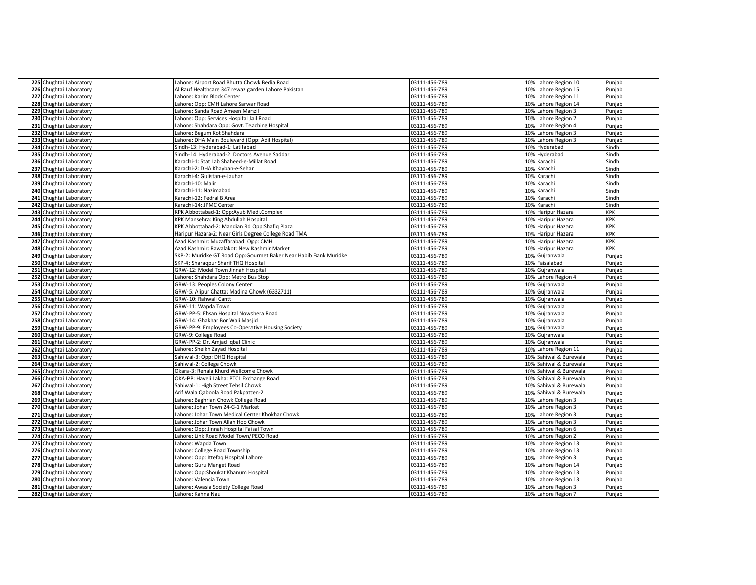| | | | | | | |
|---|---|---|---|---|---|---|
| 225 | Chughtai Laboratory | Lahore: Airport Road Bhutta Chowk Bedia Road | 03111-456-789 | 10% | Lahore Region 10 | Punjab |
| 226 | Chughtai Laboratory | Al Rauf Healthcare 347 rewaz garden Lahore Pakistan | 03111-456-789 | 10% | Lahore Region 15 | Punjab |
| 227 | Chughtai Laboratory | Lahore: Karim Block Center | 03111-456-789 | 10% | Lahore Region 11 | Punjab |
| 228 | Chughtai Laboratory | Lahore: Opp: CMH Lahore Sarwar Road | 03111-456-789 | 10% | Lahore Region 14 | Punjab |
| 229 | Chughtai Laboratory | Lahore: Sanda Road Ameen Manzil | 03111-456-789 | 10% | Lahore Region 3 | Punjab |
| 230 | Chughtai Laboratory | Lahore: Opp: Services Hospital Jail Road | 03111-456-789 | 10% | Lahore Region 2 | Punjab |
| 231 | Chughtai Laboratory | Lahore: Shahdara Opp: Govt. Teaching Hospital | 03111-456-789 | 10% | Lahore Region 4 | Punjab |
| 232 | Chughtai Laboratory | Lahore: Begum Kot Shahdara | 03111-456-789 | 10% | Lahore Region 3 | Punjab |
| 233 | Chughtai Laboratory | Lahore: DHA Main Boulevard (Opp: Adil Hospital) | 03111-456-789 | 10% | Lahore Region 3 | Punjab |
| 234 | Chughtai Laboratory | Sindh-13: Hyderabad-1: Latifabad | 03111-456-789 | 10% | Hyderabad | Sindh |
| 235 | Chughtai Laboratory | Sindh-14: Hyderabad-2: Doctors Avenue Saddar | 03111-456-789 | 10% | Hyderabad | Sindh |
| 236 | Chughtai Laboratory | Karachi-1: Stat Lab Shaheed-e-Millat Road | 03111-456-789 | 10% | Karachi | Sindh |
| 237 | Chughtai Laboratory | Karachi-2: DHA Khayban-e-Sehar | 03111-456-789 | 10% | Karachi | Sindh |
| 238 | Chughtai Laboratory | Karachi-4: Gulistan-e-Jauhar | 03111-456-789 | 10% | Karachi | Sindh |
| 239 | Chughtai Laboratory | Karachi-10: Malir | 03111-456-789 | 10% | Karachi | Sindh |
| 240 | Chughtai Laboratory | Karachi-11: Nazimabad | 03111-456-789 | 10% | Karachi | Sindh |
| 241 | Chughtai Laboratory | Karachi-12: Fedral B Area | 03111-456-789 | 10% | Karachi | Sindh |
| 242 | Chughtai Laboratory | Karachi-14: JPMC Center | 03111-456-789 | 10% | Karachi | Sindh |
| 243 | Chughtai Laboratory | KPK Abbottabad-1: Opp:Ayub Medi.Complex | 03111-456-789 | 10% | Haripur Hazara | KPK |
| 244 | Chughtai Laboratory | KPK Mansehra: King Abdullah Hospital | 03111-456-789 | 10% | Haripur Hazara | KPK |
| 245 | Chughtai Laboratory | KPK Abbottabad-2: Mandian Rd Opp:Shafiq Plaza | 03111-456-789 | 10% | Haripur Hazara | KPK |
| 246 | Chughtai Laboratory | Haripur Hazara-2: Near Girls Degree College Road TMA | 03111-456-789 | 10% | Haripur Hazara | KPK |
| 247 | Chughtai Laboratory | Azad Kashmir: Muzaffarabad: Opp: CMH | 03111-456-789 | 10% | Haripur Hazara | KPK |
| 248 | Chughtai Laboratory | Azad Kashmir: Rawalakot: New Kashmir Market | 03111-456-789 | 10% | Haripur Hazara | KPK |
| 249 | Chughtai Laboratory | SKP-2: Muridke GT Road Opp:Gourmet Baker Near Habib Bank Muridke | 03111-456-789 | 10% | Gujranwala | Punjab |
| 250 | Chughtai Laboratory | SKP-4: Sharaqpur Sharif THQ Hospital | 03111-456-789 | 10% | Faisalabad | Punjab |
| 251 | Chughtai Laboratory | GRW-12: Model Town Jinnah Hospital | 03111-456-789 | 10% | Gujranwala | Punjab |
| 252 | Chughtai Laboratory | Lahore: Shahdara Opp: Metro Bus Stop | 03111-456-789 | 10% | Lahore Region 4 | Punjab |
| 253 | Chughtai Laboratory | GRW-13: Peoples Colony Center | 03111-456-789 | 10% | Gujranwala | Punjab |
| 254 | Chughtai Laboratory | GRW-5: Alipur Chatta: Madina Chowk (6332711) | 03111-456-789 | 10% | Gujranwala | Punjab |
| 255 | Chughtai Laboratory | GRW-10: Rahwali Cantt | 03111-456-789 | 10% | Gujranwala | Punjab |
| 256 | Chughtai Laboratory | GRW-11: Wapda Town | 03111-456-789 | 10% | Gujranwala | Punjab |
| 257 | Chughtai Laboratory | GRW-PP-5: Ehsan Hospital Nowshera Road | 03111-456-789 | 10% | Gujranwala | Punjab |
| 258 | Chughtai Laboratory | GRW-14: Ghakhar Bor Wali Masjid | 03111-456-789 | 10% | Gujranwala | Punjab |
| 259 | Chughtai Laboratory | GRW-PP-9: Employees Co-Operative Housing Society | 03111-456-789 | 10% | Gujranwala | Punjab |
| 260 | Chughtai Laboratory | GRW-9: College Road | 03111-456-789 | 10% | Gujranwala | Punjab |
| 261 | Chughtai Laboratory | GRW-PP-2: Dr. Amjad Iqbal Clinic | 03111-456-789 | 10% | Gujranwala | Punjab |
| 262 | Chughtai Laboratory | Lahore: Sheikh Zayad Hospital | 03111-456-789 | 10% | Lahore Region 11 | Punjab |
| 263 | Chughtai Laboratory | Sahiwal-3: Opp: DHQ Hospital | 03111-456-789 | 10% | Sahiwal & Burewala | Punjab |
| 264 | Chughtai Laboratory | Sahiwal-2: College Chowk | 03111-456-789 | 10% | Sahiwal & Burewala | Punjab |
| 265 | Chughtai Laboratory | Okara-3: Renala Khurd Wellcome Chowk | 03111-456-789 | 10% | Sahiwal & Burewala | Punjab |
| 266 | Chughtai Laboratory | OKA-PP: Haveli Lakha: PTCL Exchange Road | 03111-456-789 | 10% | Sahiwal & Burewala | Punjab |
| 267 | Chughtai Laboratory | Sahiwal-1: High Street Tehsil Chowk | 03111-456-789 | 10% | Sahiwal & Burewala | Punjab |
| 268 | Chughtai Laboratory | Arif Wala Qaboola Road Pakpatten-2 | 03111-456-789 | 10% | Sahiwal & Burewala | Punjab |
| 269 | Chughtai Laboratory | Lahore: Baghrian Chowk College Road | 03111-456-789 | 10% | Lahore Region 3 | Punjab |
| 270 | Chughtai Laboratory | Lahore: Johar Town 24-G-1 Market | 03111-456-789 | 10% | Lahore Region 3 | Punjab |
| 271 | Chughtai Laboratory | Lahore: Johar Town Medical Center Khokhar Chowk | 03111-456-789 | 10% | Lahore Region 3 | Punjab |
| 272 | Chughtai Laboratory | Lahore: Johar Town Allah Hoo Chowk | 03111-456-789 | 10% | Lahore Region 3 | Punjab |
| 273 | Chughtai Laboratory | Lahore: Opp: Jinnah Hospital Faisal Town | 03111-456-789 | 10% | Lahore Region 6 | Punjab |
| 274 | Chughtai Laboratory | Lahore: Link Road Model Town/PECO Road | 03111-456-789 | 10% | Lahore Region 2 | Punjab |
| 275 | Chughtai Laboratory | Lahore: Wapda Town | 03111-456-789 | 10% | Lahore Region 13 | Punjab |
| 276 | Chughtai Laboratory | Lahore: College Road Township | 03111-456-789 | 10% | Lahore Region 13 | Punjab |
| 277 | Chughtai Laboratory | Lahore: Opp: Ittefaq Hospital Lahore | 03111-456-789 | 10% | Lahore Region 3 | Punjab |
| 278 | Chughtai Laboratory | Lahore: Guru Manget Road | 03111-456-789 | 10% | Lahore Region 14 | Punjab |
| 279 | Chughtai Laboratory | Lahore: Opp:Shoukat Khanum Hospital | 03111-456-789 | 10% | Lahore Region 13 | Punjab |
| 280 | Chughtai Laboratory | Lahore: Valencia Town | 03111-456-789 | 10% | Lahore Region 13 | Punjab |
| 281 | Chughtai Laboratory | Lahore: Awasia Society College Road | 03111-456-789 | 10% | Lahore Region 3 | Punjab |
| 282 | Chughtai Laboratory | Lahore: Kahna Nau | 03111-456-789 | 10% | Lahore Region 7 | Punjab |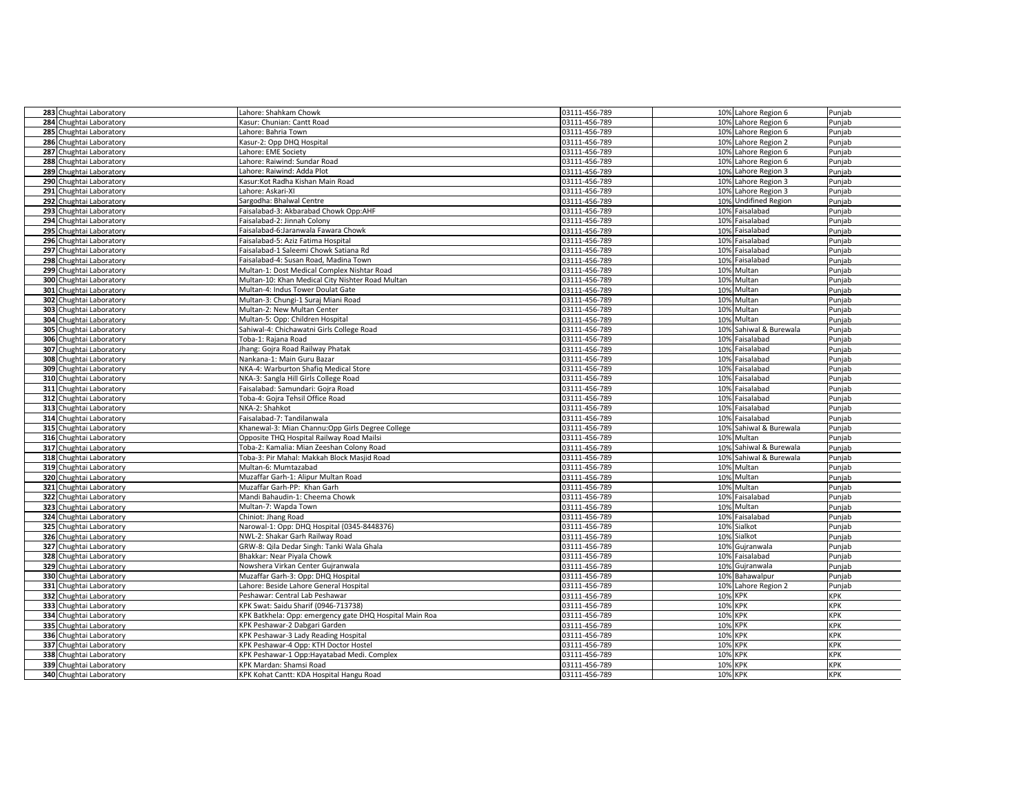| | | | | | | |
|---|---|---|---|---|---|---|
| 283 | Chughtai Laboratory | Lahore: Shahkam Chowk | 03111-456-789 | 10% | Lahore Region 6 | Punjab |
| 284 | Chughtai Laboratory | Kasur: Chunian: Cantt Road | 03111-456-789 | 10% | Lahore Region 6 | Punjab |
| 285 | Chughtai Laboratory | Lahore: Bahria Town | 03111-456-789 | 10% | Lahore Region 6 | Punjab |
| 286 | Chughtai Laboratory | Kasur-2: Opp DHQ Hospital | 03111-456-789 | 10% | Lahore Region 2 | Punjab |
| 287 | Chughtai Laboratory | Lahore: EME Society | 03111-456-789 | 10% | Lahore Region 6 | Punjab |
| 288 | Chughtai Laboratory | Lahore: Raiwind: Sundar Road | 03111-456-789 | 10% | Lahore Region 6 | Punjab |
| 289 | Chughtai Laboratory | Lahore: Raiwind: Adda Plot | 03111-456-789 | 10% | Lahore Region 3 | Punjab |
| 290 | Chughtai Laboratory | Kasur:Kot Radha Kishan Main Road | 03111-456-789 | 10% | Lahore Region 3 | Punjab |
| 291 | Chughtai Laboratory | Lahore: Askari-XI | 03111-456-789 | 10% | Lahore Region 3 | Punjab |
| 292 | Chughtai Laboratory | Sargodha: Bhalwal Centre | 03111-456-789 | 10% | Undifined Region | Punjab |
| 293 | Chughtai Laboratory | Faisalabad-3: Akbarabad Chowk Opp:AHF | 03111-456-789 | 10% | Faisalabad | Punjab |
| 294 | Chughtai Laboratory | Faisalabad-2: Jinnah Colony | 03111-456-789 | 10% | Faisalabad | Punjab |
| 295 | Chughtai Laboratory | Faisalabad-6:Jaranwala Fawara Chowk | 03111-456-789 | 10% | Faisalabad | Punjab |
| 296 | Chughtai Laboratory | Faisalabad-5: Aziz Fatima Hospital | 03111-456-789 | 10% | Faisalabad | Punjab |
| 297 | Chughtai Laboratory | Faisalabad-1 Saleemi Chowk Satiana Rd | 03111-456-789 | 10% | Faisalabad | Punjab |
| 298 | Chughtai Laboratory | Faisalabad-4: Susan Road, Madina Town | 03111-456-789 | 10% | Faisalabad | Punjab |
| 299 | Chughtai Laboratory | Multan-1: Dost Medical Complex Nishtar Road | 03111-456-789 | 10% | Multan | Punjab |
| 300 | Chughtai Laboratory | Multan-10: Khan Medical City Nishter Road Multan | 03111-456-789 | 10% | Multan | Punjab |
| 301 | Chughtai Laboratory | Multan-4: Indus Tower Doulat Gate | 03111-456-789 | 10% | Multan | Punjab |
| 302 | Chughtai Laboratory | Multan-3: Chungi-1 Suraj Miani Road | 03111-456-789 | 10% | Multan | Punjab |
| 303 | Chughtai Laboratory | Multan-2: New Multan Center | 03111-456-789 | 10% | Multan | Punjab |
| 304 | Chughtai Laboratory | Multan-5: Opp: Children Hospital | 03111-456-789 | 10% | Multan | Punjab |
| 305 | Chughtai Laboratory | Sahiwal-4: Chichawatni Girls College Road | 03111-456-789 | 10% | Sahiwal & Burewala | Punjab |
| 306 | Chughtai Laboratory | Toba-1: Rajana Road | 03111-456-789 | 10% | Faisalabad | Punjab |
| 307 | Chughtai Laboratory | Jhang: Gojra Road Railway Phatak | 03111-456-789 | 10% | Faisalabad | Punjab |
| 308 | Chughtai Laboratory | Nankana-1: Main Guru Bazar | 03111-456-789 | 10% | Faisalabad | Punjab |
| 309 | Chughtai Laboratory | NKA-4: Warburton Shafiq Medical Store | 03111-456-789 | 10% | Faisalabad | Punjab |
| 310 | Chughtai Laboratory | NKA-3: Sangla Hill Girls College Road | 03111-456-789 | 10% | Faisalabad | Punjab |
| 311 | Chughtai Laboratory | Faisalabad: Samundari: Gojra Road | 03111-456-789 | 10% | Faisalabad | Punjab |
| 312 | Chughtai Laboratory | Toba-4: Gojra Tehsil Office Road | 03111-456-789 | 10% | Faisalabad | Punjab |
| 313 | Chughtai Laboratory | NKA-2: Shahkot | 03111-456-789 | 10% | Faisalabad | Punjab |
| 314 | Chughtai Laboratory | Faisalabad-7: Tandilanwala | 03111-456-789 | 10% | Faisalabad | Punjab |
| 315 | Chughtai Laboratory | Khanewal-3: Mian Channu:Opp Girls Degree College | 03111-456-789 | 10% | Sahiwal & Burewala | Punjab |
| 316 | Chughtai Laboratory | Opposite THQ Hospital Railway Road Mailsi | 03111-456-789 | 10% | Multan | Punjab |
| 317 | Chughtai Laboratory | Toba-2: Kamalia: Mian Zeeshan Colony Road | 03111-456-789 | 10% | Sahiwal & Burewala | Punjab |
| 318 | Chughtai Laboratory | Toba-3: Pir Mahal: Makkah Block Masjid Road | 03111-456-789 | 10% | Sahiwal & Burewala | Punjab |
| 319 | Chughtai Laboratory | Multan-6: Mumtazabad | 03111-456-789 | 10% | Multan | Punjab |
| 320 | Chughtai Laboratory | Muzaffar Garh-1: Alipur Multan Road | 03111-456-789 | 10% | Multan | Punjab |
| 321 | Chughtai Laboratory | Muzaffar Garh-PP: Khan Garh | 03111-456-789 | 10% | Multan | Punjab |
| 322 | Chughtai Laboratory | Mandi Bahaudin-1: Cheema Chowk | 03111-456-789 | 10% | Faisalabad | Punjab |
| 323 | Chughtai Laboratory | Multan-7: Wapda Town | 03111-456-789 | 10% | Multan | Punjab |
| 324 | Chughtai Laboratory | Chiniot: Jhang Road | 03111-456-789 | 10% | Faisalabad | Punjab |
| 325 | Chughtai Laboratory | Narowal-1: Opp: DHQ Hospital (0345-8448376) | 03111-456-789 | 10% | Sialkot | Punjab |
| 326 | Chughtai Laboratory | NWL-2: Shakar Garh Railway Road | 03111-456-789 | 10% | Sialkot | Punjab |
| 327 | Chughtai Laboratory | GRW-8: Qila Dedar Singh: Tanki Wala Ghala | 03111-456-789 | 10% | Gujranwala | Punjab |
| 328 | Chughtai Laboratory | Bhakkar: Near Piyala Chowk | 03111-456-789 | 10% | Faisalabad | Punjab |
| 329 | Chughtai Laboratory | Nowshera Virkan Center Gujranwala | 03111-456-789 | 10% | Gujranwala | Punjab |
| 330 | Chughtai Laboratory | Muzaffar Garh-3: Opp: DHQ Hospital | 03111-456-789 | 10% | Bahawalpur | Punjab |
| 331 | Chughtai Laboratory | Lahore: Beside Lahore General Hospital | 03111-456-789 | 10% | Lahore Region 2 | Punjab |
| 332 | Chughtai Laboratory | Peshawar: Central Lab Peshawar | 03111-456-789 | 10% | KPK | KPK |
| 333 | Chughtai Laboratory | KPK Swat: Saidu Sharif (0946-713738) | 03111-456-789 | 10% | KPK | KPK |
| 334 | Chughtai Laboratory | KPK Batkhela: Opp: emergency gate DHQ Hospital Main Roa | 03111-456-789 | 10% | KPK | KPK |
| 335 | Chughtai Laboratory | KPK Peshawar-2 Dabgari Garden | 03111-456-789 | 10% | KPK | KPK |
| 336 | Chughtai Laboratory | KPK Peshawar-3 Lady Reading Hospital | 03111-456-789 | 10% | KPK | KPK |
| 337 | Chughtai Laboratory | KPK Peshawar-4 Opp: KTH Doctor Hostel | 03111-456-789 | 10% | KPK | KPK |
| 338 | Chughtai Laboratory | KPK Peshawar-1 Opp:Hayatabad Medi. Complex | 03111-456-789 | 10% | KPK | KPK |
| 339 | Chughtai Laboratory | KPK Mardan: Shamsi Road | 03111-456-789 | 10% | KPK | KPK |
| 340 | Chughtai Laboratory | KPK Kohat Cantt: KDA Hospital Hangu Road | 03111-456-789 | 10% | KPK | KPK |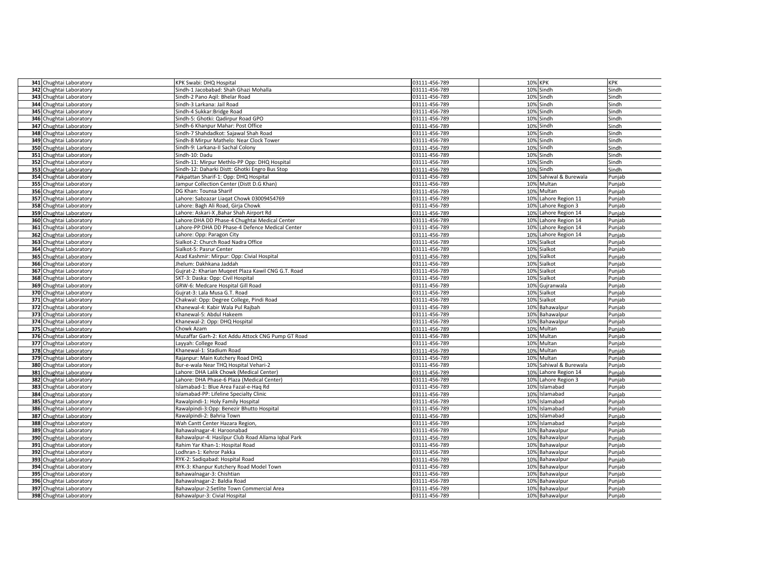| | | | | | | |
|---|---|---|---|---|---|---|
| 341 | Chughtai Laboratory | KPK Swabi: DHQ Hospital | 03111-456-789 | 10% | KPK | KPK |
| 342 | Chughtai Laboratory | Sindh-1 Jacobabad: Shah Ghazi Mohalla | 03111-456-789 | 10% | Sindh | Sindh |
| 343 | Chughtai Laboratory | Sindh-2 Pano Aqil: Bhelar Road | 03111-456-789 | 10% | Sindh | Sindh |
| 344 | Chughtai Laboratory | Sindh-3 Larkana: Jail Road | 03111-456-789 | 10% | Sindh | Sindh |
| 345 | Chughtai Laboratory | Sindh-4 Sukkar:Bridge Road | 03111-456-789 | 10% | Sindh | Sindh |
| 346 | Chughtai Laboratory | Sindh-5: Ghotki: Qadirpur Road GPO | 03111-456-789 | 10% | Sindh | Sindh |
| 347 | Chughtai Laboratory | Sindh-6 Khanpur Mahar: Post Office | 03111-456-789 | 10% | Sindh | Sindh |
| 348 | Chughtai Laboratory | Sindh-7 Shahdadkot: Sajawal Shah Road | 03111-456-789 | 10% | Sindh | Sindh |
| 349 | Chughtai Laboratory | Sindh-8 Mirpur Mathelo: Near Clock Tower | 03111-456-789 | 10% | Sindh | Sindh |
| 350 | Chughtai Laboratory | Sindh-9: Larkana-II Sachal Colony | 03111-456-789 | 10% | Sindh | Sindh |
| 351 | Chughtai Laboratory | Sindh-10: Dadu | 03111-456-789 | 10% | Sindh | Sindh |
| 352 | Chughtai Laboratory | Sindh-11: Mirpur Methlo-PP Opp: DHQ Hospital | 03111-456-789 | 10% | Sindh | Sindh |
| 353 | Chughtai Laboratory | Sindh-12: Daharki Distt: Ghotki Engro Bus Stop | 03111-456-789 | 10% | Sindh | Sindh |
| 354 | Chughtai Laboratory | Pakpattan Sharif-1: Opp: DHQ Hospital | 03111-456-789 | 10% | Sahiwal & Burewala | Punjab |
| 355 | Chughtai Laboratory | Jampur Collection Center (Distt D.G Khan) | 03111-456-789 | 10% | Multan | Punjab |
| 356 | Chughtai Laboratory | DG Khan: Tounsa Sharif | 03111-456-789 | 10% | Multan | Punjab |
| 357 | Chughtai Laboratory | Lahore: Sabzazar Liaqat Chowk 03009454769 | 03111-456-789 | 10% | Lahore Region 11 | Punjab |
| 358 | Chughtai Laboratory | Lahore: Bagh Ali Road, Girja Chowk | 03111-456-789 | 10% | Lahore Region 3 | Punjab |
| 359 | Chughtai Laboratory | Lahore: Askari-X ,Bahar Shah Airport Rd | 03111-456-789 | 10% | Lahore Region 14 | Punjab |
| 360 | Chughtai Laboratory | Lahore:DHA DD Phase-4 Chughtai Medical Center | 03111-456-789 | 10% | Lahore Region 14 | Punjab |
| 361 | Chughtai Laboratory | Lahore-PP:DHA DD Phase-4 Defence Medical Center | 03111-456-789 | 10% | Lahore Region 14 | Punjab |
| 362 | Chughtai Laboratory | Lahore: Opp: Paragon City | 03111-456-789 | 10% | Lahore Region 14 | Punjab |
| 363 | Chughtai Laboratory | Sialkot-2: Church Road Nadra Office | 03111-456-789 | 10% | Sialkot | Punjab |
| 364 | Chughtai Laboratory | Sialkot-5: Pasrur Center | 03111-456-789 | 10% | Sialkot | Punjab |
| 365 | Chughtai Laboratory | Azad Kashmir: Mirpur: Opp: Civial Hospital | 03111-456-789 | 10% | Sialkot | Punjab |
| 366 | Chughtai Laboratory | Jhelum: Dakhkana Jaddah | 03111-456-789 | 10% | Sialkot | Punjab |
| 367 | Chughtai Laboratory | Gujrat-2: Kharian Muqeet Plaza Kawil CNG G.T. Road | 03111-456-789 | 10% | Sialkot | Punjab |
| 368 | Chughtai Laboratory | SKT-3: Daska: Opp: Civil Hospital | 03111-456-789 | 10% | Sialkot | Punjab |
| 369 | Chughtai Laboratory | GRW-6: Medcare Hospital Gill Road | 03111-456-789 | 10% | Gujranwala | Punjab |
| 370 | Chughtai Laboratory | Gujrat-3: Lala Musa G.T. Road | 03111-456-789 | 10% | Sialkot | Punjab |
| 371 | Chughtai Laboratory | Chakwal: Opp: Degree College, Pindi Road | 03111-456-789 | 10% | Sialkot | Punjab |
| 372 | Chughtai Laboratory | Khanewal-4: Kabir Wala Pul Rajbah | 03111-456-789 | 10% | Bahawalpur | Punjab |
| 373 | Chughtai Laboratory | Khanewal-5: Abdul Hakeem | 03111-456-789 | 10% | Bahawalpur | Punjab |
| 374 | Chughtai Laboratory | Khanewal-2: Opp: DHQ Hospital | 03111-456-789 | 10% | Bahawalpur | Punjab |
| 375 | Chughtai Laboratory | Chowk Azam | 03111-456-789 | 10% | Multan | Punjab |
| 376 | Chughtai Laboratory | Muzaffar Garh-2: Kot Addu Attock CNG Pump GT Road | 03111-456-789 | 10% | Multan | Punjab |
| 377 | Chughtai Laboratory | Layyah: College Road | 03111-456-789 | 10% | Multan | Punjab |
| 378 | Chughtai Laboratory | Khanewal-1: Stadium Road | 03111-456-789 | 10% | Multan | Punjab |
| 379 | Chughtai Laboratory | Rajanpur: Main Kutchery Road DHQ | 03111-456-789 | 10% | Multan | Punjab |
| 380 | Chughtai Laboratory | Bur-e-wala Near THQ Hospital Vehari-2 | 03111-456-789 | 10% | Sahiwal & Burewala | Punjab |
| 381 | Chughtai Laboratory | Lahore: DHA Lalik Chowk (Medical Center) | 03111-456-789 | 10% | Lahore Region 14 | Punjab |
| 382 | Chughtai Laboratory | Lahore: DHA Phase-6 Plaza (Medical Center) | 03111-456-789 | 10% | Lahore Region 3 | Punjab |
| 383 | Chughtai Laboratory | Islamabad-1: Blue Area Fazal-e-Haq Rd | 03111-456-789 | 10% | Islamabad | Punjab |
| 384 | Chughtai Laboratory | Islamabad-PP: Lifeline Specialty Clinic | 03111-456-789 | 10% | Islamabad | Punjab |
| 385 | Chughtai Laboratory | Rawalpindi-1: Holy Family Hospital | 03111-456-789 | 10% | Islamabad | Punjab |
| 386 | Chughtai Laboratory | Rawalpindi-3:Opp: Benezir Bhutto Hospital | 03111-456-789 | 10% | Islamabad | Punjab |
| 387 | Chughtai Laboratory | Rawalpindi-2: Bahria Town | 03111-456-789 | 10% | Islamabad | Punjab |
| 388 | Chughtai Laboratory | Wah Cantt Center Hazara Region, | 03111-456-789 | 10% | Islamabad | Punjab |
| 389 | Chughtai Laboratory | Bahawalnagar-4: Haroonabad | 03111-456-789 | 10% | Bahawalpur | Punjab |
| 390 | Chughtai Laboratory | Bahawalpur-4: Hasilpur Club Road Allama Iqbal Park | 03111-456-789 | 10% | Bahawalpur | Punjab |
| 391 | Chughtai Laboratory | Rahim Yar Khan-1: Hospital Road | 03111-456-789 | 10% | Bahawalpur | Punjab |
| 392 | Chughtai Laboratory | Lodhran-1: Kehror Pakka | 03111-456-789 | 10% | Bahawalpur | Punjab |
| 393 | Chughtai Laboratory | RYK-2: Sadiqabad: Hospital Road | 03111-456-789 | 10% | Bahawalpur | Punjab |
| 394 | Chughtai Laboratory | RYK-3: Khanpur Kutchery Road Model Town | 03111-456-789 | 10% | Bahawalpur | Punjab |
| 395 | Chughtai Laboratory | Bahawalnagar-3: Chishtian | 03111-456-789 | 10% | Bahawalpur | Punjab |
| 396 | Chughtai Laboratory | Bahawalnagar-2: Baldia Road | 03111-456-789 | 10% | Bahawalpur | Punjab |
| 397 | Chughtai Laboratory | Bahawalpur-2:Setlite Town Commercial Area | 03111-456-789 | 10% | Bahawalpur | Punjab |
| 398 | Chughtai Laboratory | Bahawalpur-3: Civial Hospital | 03111-456-789 | 10% | Bahawalpur | Punjab |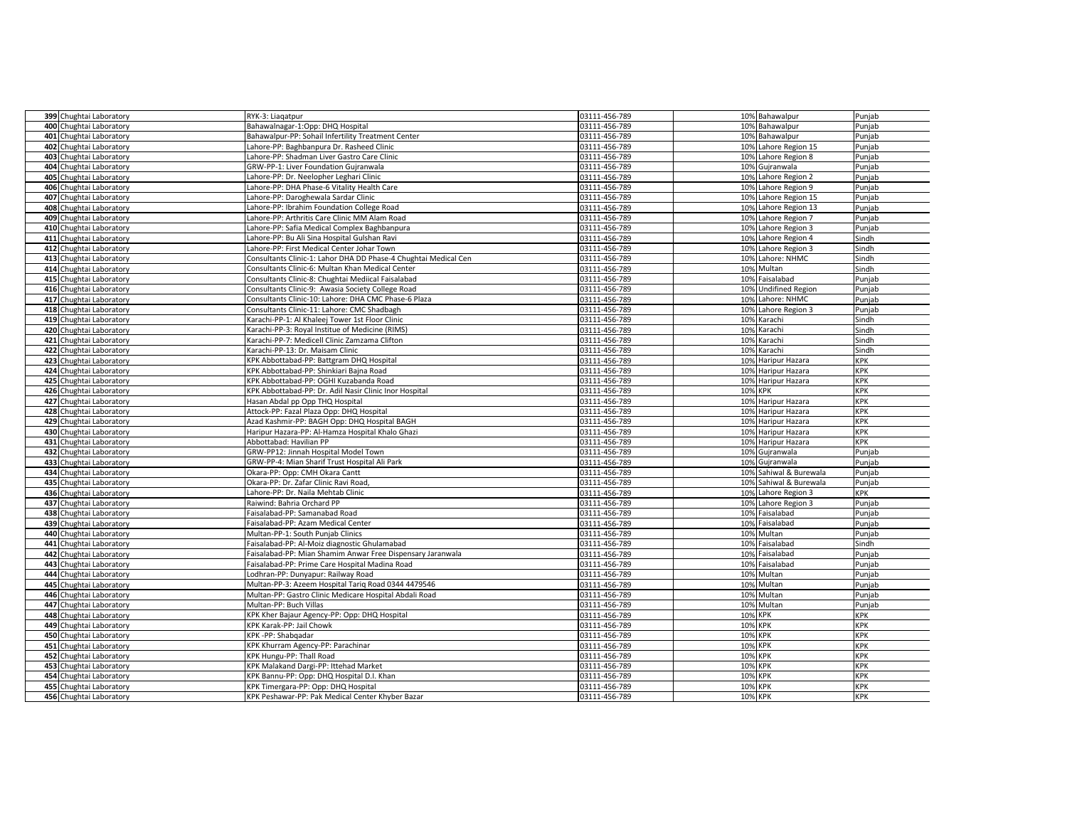| | | | | | | |
|---|---|---|---|---|---|---|
| 399 | Chughtai Laboratory | RYK-3: Liaqatpur | 03111-456-789 | 10% | Bahawalpur | Punjab |
| 400 | Chughtai Laboratory | Bahawalnagar-1:Opp: DHQ Hospital | 03111-456-789 | 10% | Bahawalpur | Punjab |
| 401 | Chughtai Laboratory | Bahawalpur-PP: Sohail Infertility Treatment Center | 03111-456-789 | 10% | Bahawalpur | Punjab |
| 402 | Chughtai Laboratory | Lahore-PP: Baghbanpura Dr. Rasheed Clinic | 03111-456-789 | 10% | Lahore Region 15 | Punjab |
| 403 | Chughtai Laboratory | Lahore-PP: Shadman Liver Gastro Care Clinic | 03111-456-789 | 10% | Lahore Region 8 | Punjab |
| 404 | Chughtai Laboratory | GRW-PP-1: Liver Foundation Gujranwala | 03111-456-789 | 10% | Gujranwala | Punjab |
| 405 | Chughtai Laboratory | Lahore-PP: Dr. Neelopher Leghari Clinic | 03111-456-789 | 10% | Lahore Region 2 | Punjab |
| 406 | Chughtai Laboratory | Lahore-PP: DHA Phase-6 Vitality Health Care | 03111-456-789 | 10% | Lahore Region 9 | Punjab |
| 407 | Chughtai Laboratory | Lahore-PP: Daroghewala Sardar Clinic | 03111-456-789 | 10% | Lahore Region 15 | Punjab |
| 408 | Chughtai Laboratory | Lahore-PP: Ibrahim Foundation College Road | 03111-456-789 | 10% | Lahore Region 13 | Punjab |
| 409 | Chughtai Laboratory | Lahore-PP: Arthritis Care Clinic MM Alam Road | 03111-456-789 | 10% | Lahore Region 7 | Punjab |
| 410 | Chughtai Laboratory | Lahore-PP: Safia Medical Complex Baghbanpura | 03111-456-789 | 10% | Lahore Region 3 | Punjab |
| 411 | Chughtai Laboratory | Lahore-PP: Bu Ali Sina Hospital Gulshan Ravi | 03111-456-789 | 10% | Lahore Region 4 | Sindh |
| 412 | Chughtai Laboratory | Lahore-PP: First Medical Center Johar Town | 03111-456-789 | 10% | Lahore Region 3 | Sindh |
| 413 | Chughtai Laboratory | Consultants Clinic-1: Lahor DHA DD Phase-4 Chughtai Medical Cen | 03111-456-789 | 10% | Lahore: NHMC | Sindh |
| 414 | Chughtai Laboratory | Consultants Clinic-6: Multan Khan Medical Center | 03111-456-789 | 10% | Multan | Sindh |
| 415 | Chughtai Laboratory | Consultants Clinic-8: Chughtai Mediical Faisalabad | 03111-456-789 | 10% | Faisalabad | Punjab |
| 416 | Chughtai Laboratory | Consultants Clinic-9: Awasia Society College Road | 03111-456-789 | 10% | Undifined Region | Punjab |
| 417 | Chughtai Laboratory | Consultants Clinic-10: Lahore: DHA CMC Phase-6 Plaza | 03111-456-789 | 10% | Lahore: NHMC | Punjab |
| 418 | Chughtai Laboratory | Consultants Clinic-11: Lahore: CMC Shadbagh | 03111-456-789 | 10% | Lahore Region 3 | Punjab |
| 419 | Chughtai Laboratory | Karachi-PP-1: Al Khaleej Tower 1st Floor Clinic | 03111-456-789 | 10% | Karachi | Sindh |
| 420 | Chughtai Laboratory | Karachi-PP-3: Royal Institue of Medicine (RIMS) | 03111-456-789 | 10% | Karachi | Sindh |
| 421 | Chughtai Laboratory | Karachi-PP-7: Medicell Clinic Zamzama Clifton | 03111-456-789 | 10% | Karachi | Sindh |
| 422 | Chughtai Laboratory | Karachi-PP-13: Dr. Maisam Clinic | 03111-456-789 | 10% | Karachi | Sindh |
| 423 | Chughtai Laboratory | KPK Abbottabad-PP: Battgram DHQ Hospital | 03111-456-789 | 10% | Haripur Hazara | KPK |
| 424 | Chughtai Laboratory | KPK Abbottabad-PP: Shinkiari Bajna Road | 03111-456-789 | 10% | Haripur Hazara | KPK |
| 425 | Chughtai Laboratory | KPK Abbottabad-PP: OGHI Kuzabanda Road | 03111-456-789 | 10% | Haripur Hazara | KPK |
| 426 | Chughtai Laboratory | KPK Abbottabad-PP: Dr. Adil Nasir Clinic Inor Hospital | 03111-456-789 | 10% | KPK | KPK |
| 427 | Chughtai Laboratory | Hasan Abdal pp Opp THQ Hospital | 03111-456-789 | 10% | Haripur Hazara | KPK |
| 428 | Chughtai Laboratory | Attock-PP: Fazal Plaza Opp: DHQ Hospital | 03111-456-789 | 10% | Haripur Hazara | KPK |
| 429 | Chughtai Laboratory | Azad Kashmir-PP: BAGH Opp: DHQ Hospital BAGH | 03111-456-789 | 10% | Haripur Hazara | KPK |
| 430 | Chughtai Laboratory | Haripur Hazara-PP: Al-Hamza Hospital Khalo Ghazi | 03111-456-789 | 10% | Haripur Hazara | KPK |
| 431 | Chughtai Laboratory | Abbottabad: Havilian PP | 03111-456-789 | 10% | Haripur Hazara | KPK |
| 432 | Chughtai Laboratory | GRW-PP12: Jinnah Hospital Model Town | 03111-456-789 | 10% | Gujranwala | Punjab |
| 433 | Chughtai Laboratory | GRW-PP-4: Mian Sharif Trust Hospital Ali Park | 03111-456-789 | 10% | Gujranwala | Punjab |
| 434 | Chughtai Laboratory | Okara-PP: Opp: CMH Okara Cantt | 03111-456-789 | 10% | Sahiwal & Burewala | Punjab |
| 435 | Chughtai Laboratory | Okara-PP: Dr. Zafar Clinic Ravi Road, | 03111-456-789 | 10% | Sahiwal & Burewala | Punjab |
| 436 | Chughtai Laboratory | Lahore-PP: Dr. Naila Mehtab Clinic | 03111-456-789 | 10% | Lahore Region 3 | KPK |
| 437 | Chughtai Laboratory | Raiwind: Bahria Orchard PP | 03111-456-789 | 10% | Lahore Region 3 | Punjab |
| 438 | Chughtai Laboratory | Faisalabad-PP: Samanabad Road | 03111-456-789 | 10% | Faisalabad | Punjab |
| 439 | Chughtai Laboratory | Faisalabad-PP: Azam Medical Center | 03111-456-789 | 10% | Faisalabad | Punjab |
| 440 | Chughtai Laboratory | Multan-PP-1: South Punjab Clinics | 03111-456-789 | 10% | Multan | Punjab |
| 441 | Chughtai Laboratory | Faisalabad-PP: Al-Moiz diagnostic Ghulamabad | 03111-456-789 | 10% | Faisalabad | Sindh |
| 442 | Chughtai Laboratory | Faisalabad-PP: Mian Shamim Anwar Free Dispensary Jaranwala | 03111-456-789 | 10% | Faisalabad | Punjab |
| 443 | Chughtai Laboratory | Faisalabad-PP: Prime Care Hospital Madina Road | 03111-456-789 | 10% | Faisalabad | Punjab |
| 444 | Chughtai Laboratory | Lodhran-PP: Dunyapur: Railway Road | 03111-456-789 | 10% | Multan | Punjab |
| 445 | Chughtai Laboratory | Multan-PP-3: Azeem Hospital Tariq Road 0344 4479546 | 03111-456-789 | 10% | Multan | Punjab |
| 446 | Chughtai Laboratory | Multan-PP: Gastro Clinic Medicare Hospital Abdali Road | 03111-456-789 | 10% | Multan | Punjab |
| 447 | Chughtai Laboratory | Multan-PP: Buch Villas | 03111-456-789 | 10% | Multan | Punjab |
| 448 | Chughtai Laboratory | KPK Kher Bajaur Agency-PP: Opp: DHQ Hospital | 03111-456-789 | 10% | KPK | KPK |
| 449 | Chughtai Laboratory | KPK Karak-PP: Jail Chowk | 03111-456-789 | 10% | KPK | KPK |
| 450 | Chughtai Laboratory | KPK -PP: Shabqadar | 03111-456-789 | 10% | KPK | KPK |
| 451 | Chughtai Laboratory | KPK Khurram Agency-PP: Parachinar | 03111-456-789 | 10% | KPK | KPK |
| 452 | Chughtai Laboratory | KPK Hungu-PP: Thall Road | 03111-456-789 | 10% | KPK | KPK |
| 453 | Chughtai Laboratory | KPK Malakand Dargi-PP: Ittehad Market | 03111-456-789 | 10% | KPK | KPK |
| 454 | Chughtai Laboratory | KPK Bannu-PP: Opp: DHQ Hospital D.I. Khan | 03111-456-789 | 10% | KPK | KPK |
| 455 | Chughtai Laboratory | KPK Timergara-PP: Opp: DHQ Hospital | 03111-456-789 | 10% | KPK | KPK |
| 456 | Chughtai Laboratory | KPK Peshawar-PP: Pak Medical Center Khyber Bazar | 03111-456-789 | 10% | KPK | KPK |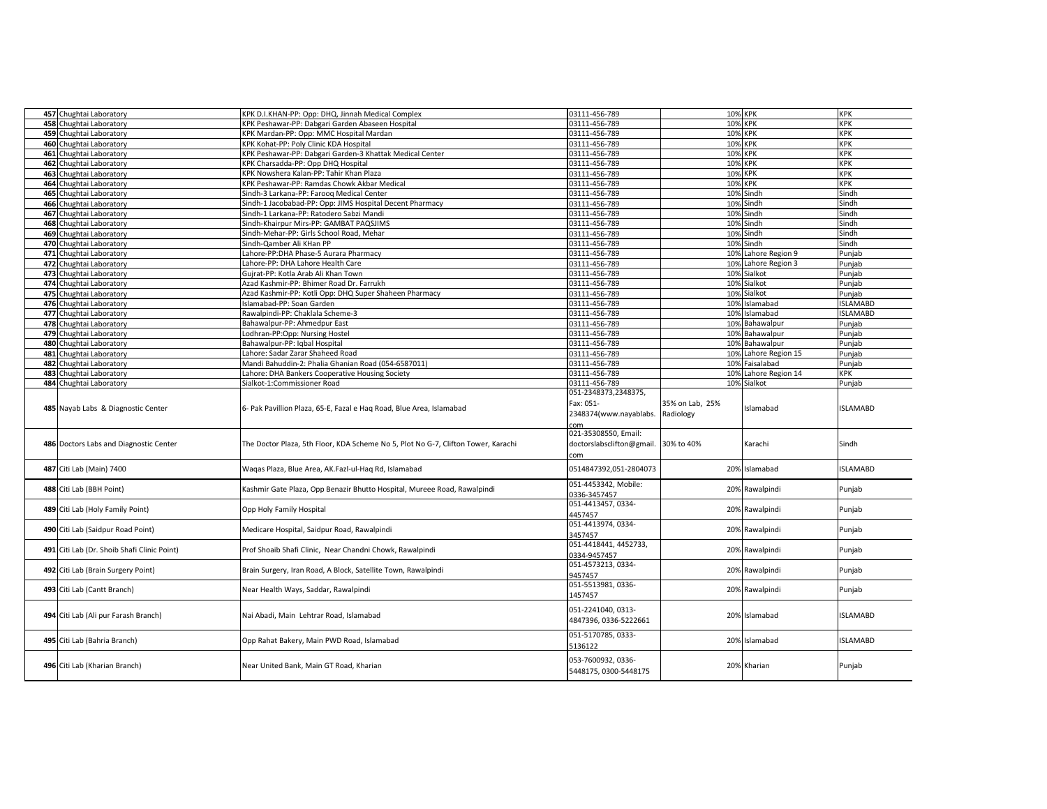| | | | | | | |
|---|---|---|---|---|---|---|
| **457** | Chughtai Laboratory | KPK D.I.KHAN-PP: Opp: DHQ, Jinnah Medical Complex | 03111-456-789 | 10% | KPK | KPK |
| **458** | Chughtai Laboratory | KPK Peshawar-PP: Dabgari Garden Abaseen Hospital | 03111-456-789 | 10% | KPK | KPK |
| **459** | Chughtai Laboratory | KPK Mardan-PP: Opp: MMC Hospital Mardan | 03111-456-789 | 10% | KPK | KPK |
| **460** | Chughtai Laboratory | KPK Kohat-PP: Poly Clinic KDA Hospital | 03111-456-789 | 10% | KPK | KPK |
| **461** | Chughtai Laboratory | KPK Peshawar-PP: Dabgari Garden-3 Khattak Medical Center | 03111-456-789 | 10% | KPK | KPK |
| **462** | Chughtai Laboratory | KPK Charsadda-PP: Opp DHQ Hospital | 03111-456-789 | 10% | KPK | KPK |
| **463** | Chughtai Laboratory | KPK Nowshera Kalan-PP: Tahir Khan Plaza | 03111-456-789 | 10% | KPK | KPK |
| **464** | Chughtai Laboratory | KPK Peshawar-PP: Ramdas Chowk Akbar Medical | 03111-456-789 | 10% | KPK | KPK |
| **465** | Chughtai Laboratory | Sindh-3 Larkana-PP: Farooq Medical Center | 03111-456-789 | 10% | Sindh | Sindh |
| **466** | Chughtai Laboratory | Sindh-1 Jacobabad-PP: Opp: JIMS Hospital Decent Pharmacy | 03111-456-789 | 10% | Sindh | Sindh |
| **467** | Chughtai Laboratory | Sindh-1 Larkana-PP: Ratodero Sabzi Mandi | 03111-456-789 | 10% | Sindh | Sindh |
| **468** | Chughtai Laboratory | Sindh-Khairpur Mirs-PP: GAMBAT PAQSJIMS | 03111-456-789 | 10% | Sindh | Sindh |
| **469** | Chughtai Laboratory | Sindh-Mehar-PP: Girls School Road, Mehar | 03111-456-789 | 10% | Sindh | Sindh |
| **470** | Chughtai Laboratory | Sindh-Qamber Ali KHan PP | 03111-456-789 | 10% | Sindh | Sindh |
| **471** | Chughtai Laboratory | Lahore-PP:DHA Phase-5 Aurara Pharmacy | 03111-456-789 | 10% | Lahore Region 9 | Punjab |
| **472** | Chughtai Laboratory | Lahore-PP: DHA Lahore Health Care | 03111-456-789 | 10% | Lahore Region 3 | Punjab |
| **473** | Chughtai Laboratory | Gujrat-PP: Kotla Arab Ali Khan Town | 03111-456-789 | 10% | Sialkot | Punjab |
| **474** | Chughtai Laboratory | Azad Kashmir-PP: Bhimer Road Dr. Farrukh | 03111-456-789 | 10% | Sialkot | Punjab |
| **475** | Chughtai Laboratory | Azad Kashmir-PP: Kotli Opp: DHQ Super Shaheen Pharmacy | 03111-456-789 | 10% | Sialkot | Punjab |
| **476** | Chughtai Laboratory | Islamabad-PP: Soan Garden | 03111-456-789 | 10% | Islamabad | ISLAMABD |
| **477** | Chughtai Laboratory | Rawalpindi-PP: Chaklala Scheme-3 | 03111-456-789 | 10% | Islamabad | ISLAMABD |
| **478** | Chughtai Laboratory | Bahawalpur-PP: Ahmedpur East | 03111-456-789 | 10% | Bahawalpur | Punjab |
| **479** | Chughtai Laboratory | Lodhran-PP:Opp: Nursing Hostel | 03111-456-789 | 10% | Bahawalpur | Punjab |
| **480** | Chughtai Laboratory | Bahawalpur-PP: Iqbal Hospital | 03111-456-789 | 10% | Bahawalpur | Punjab |
| **481** | Chughtai Laboratory | Lahore: Sadar Zarar Shaheed Road | 03111-456-789 | 10% | Lahore Region 15 | Punjab |
| **482** | Chughtai Laboratory | Mandi Bahuddin-2: Phalia Ghanian Road (054-6587011) | 03111-456-789 | 10% | Faisalabad | Punjab |
| **483** | Chughtai Laboratory | Lahore: DHA Bankers Cooperative Housing Society | 03111-456-789 | 10% | Lahore Region 14 | KPK |
| **484** | Chughtai Laboratory | Sialkot-1:Commissioner Road | 03111-456-789 | 10% | Sialkot | Punjab |
| **485** | Nayab Labs & Diagnostic Center | 6- Pak Pavillion Plaza, 65-E, Fazal e Haq Road, Blue Area, Islamabad | 051-2348373,2348375, Fax: 051-2348374(www.nayablabs.com | 35% on Lab, 25% Radiology | Islamabad | ISLAMABD |
| **486** | Doctors Labs and Diagnostic Center | The Doctor Plaza, 5th Floor, KDA Scheme No 5, Plot No G-7, Clifton Tower, Karachi | 021-35308550, Email: doctorslabsclifton@gmail.com | 30% to 40% | Karachi | Sindh |
| **487** | Citi Lab (Main) 7400 | Waqas Plaza, Blue Area, AK.Fazl-ul-Haq Rd, Islamabad | 0514847392,051-2804073 | 20% | Islamabad | ISLAMABD |
| **488** | Citi Lab (BBH Point) | Kashmir Gate Plaza, Opp Benazir Bhutto Hospital, Mureee Road, Rawalpindi | 051-4453342, Mobile: 0336-3457457 | 20% | Rawalpindi | Punjab |
| **489** | Citi Lab (Holy Family Point) | Opp Holy Family Hospital | 051-4413457, 0334-4457457 | 20% | Rawalpindi | Punjab |
| **490** | Citi Lab (Saidpur Road Point) | Medicare Hospital, Saidpur Road, Rawalpindi | 051-4413974, 0334-3457457 | 20% | Rawalpindi | Punjab |
| **491** | Citi Lab (Dr. Shoib Shafi Clinic Point) | Prof Shoaib Shafi Clinic, Near Chandni Chowk, Rawalpindi | 051-4418441, 4452733, 0334-9457457 | 20% | Rawalpindi | Punjab |
| **492** | Citi Lab (Brain Surgery Point) | Brain Surgery, Iran Road, A Block, Satellite Town, Rawalpindi | 051-4573213, 0334-9457457 | 20% | Rawalpindi | Punjab |
| **493** | Citi Lab (Cantt Branch) | Near Health Ways, Saddar, Rawalpindi | 051-5513981, 0336-1457457 | 20% | Rawalpindi | Punjab |
| **494** | Citi Lab (Ali pur Farash Branch) | Nai Abadi, Main Lehtrar Road, Islamabad | 051-2241040, 0313-4847396, 0336-5222661 | 20% | Islamabad | ISLAMABD |
| **495** | Citi Lab (Bahria Branch) | Opp Rahat Bakery, Main PWD Road, Islamabad | 051-5170785, 0333-5136122 | 20% | Islamabad | ISLAMABD |
| **496** | Citi Lab (Kharian Branch) | Near United Bank, Main GT Road, Kharian | 053-7600932, 0336-5448175, 0300-5448175 | 20% | Kharian | Punjab |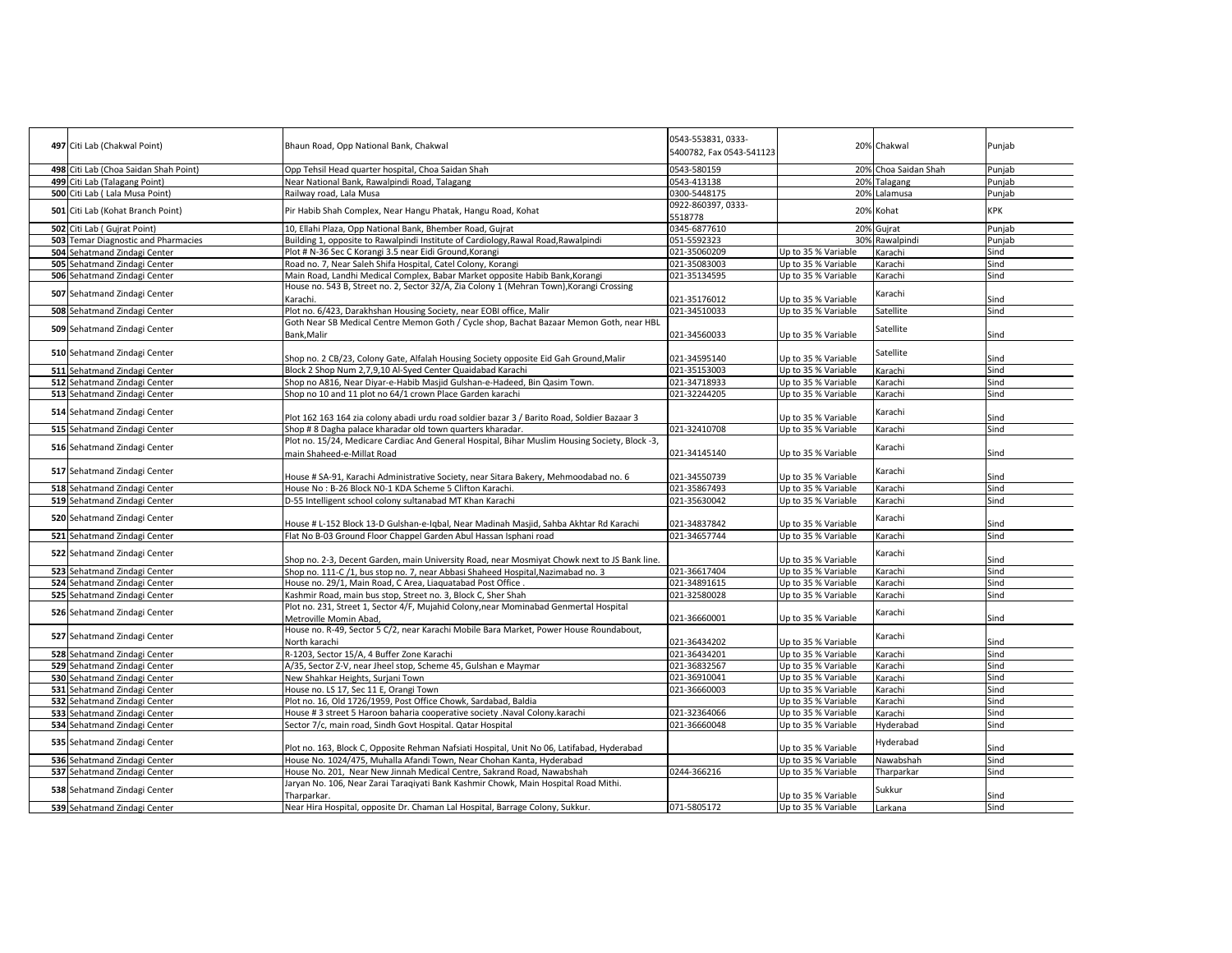| | | | | | | |
|---|---|---|---|---|---|---|
| 497 | Citi Lab (Chakwal Point) | Bhaun Road, Opp National Bank, Chakwal | 0543-553831, 0333-5400782, Fax 0543-541123 | 20% | Chakwal | Punjab |
| 498 | Citi Lab (Choa Saidan Shah Point) | Opp Tehsil Head quarter hospital, Choa Saidan Shah | 0543-580159 | 20% | Choa Saidan Shah | Punjab |
| 499 | Citi Lab (Talagang Point) | Near National Bank, Rawalpindi Road, Talagang | 0543-413138 | 20% | Talagang | Punjab |
| 500 | Citi Lab ( Lala Musa Point) | Railway road, Lala Musa | 0300-5448175 | 20% | Lalamusa | Punjab |
| 501 | Citi Lab (Kohat Branch Point) | Pir Habib Shah Complex, Near Hangu Phatak, Hangu Road, Kohat | 0922-860397, 0333-5518778 | 20% | Kohat | KPK |
| 502 | Citi Lab ( Gujrat Point) | 10, Ellahi Plaza, Opp National Bank, Bhember Road, Gujrat | 0345-6877610 | 20% | Gujrat | Punjab |
| 503 | Temar Diagnostic and Pharmacies | Building 1, opposite to Rawalpindi Institute of Cardiology,Rawal Road,Rawalpindi | 051-5592323 | 30% | Rawalpindi | Punjab |
| 504 | Sehatmand Zindagi Center | Plot # N-36 Sec C Korangi 3.5 near Eidi Ground,Korangi | 021-35060209 | Up to 35 % Variable | Karachi | Sind |
| 505 | Sehatmand Zindagi Center | Road no. 7, Near Saleh Shifa Hospital, Catel Colony, Korangi | 021-35083003 | Up to 35 % Variable | Karachi | Sind |
| 506 | Sehatmand Zindagi Center | Main Road, Landhi Medical Complex, Babar Market opposite Habib Bank,Korangi | 021-35134595 | Up to 35 % Variable | Karachi | Sind |
| 507 | Sehatmand Zindagi Center | House no. 543 B, Street no. 2, Sector 32/A, Zia Colony 1 (Mehran Town),Korangi Crossing Karachi. | 021-35176012 | Up to 35 % Variable | Karachi | Sind |
| 508 | Sehatmand Zindagi Center | Plot no. 6/423, Darakhshan Housing Society, near EOBI office, Malir | 021-34510033 | Up to 35 % Variable | Satellite | Sind |
| 509 | Sehatmand Zindagi Center | Goth Near SB Medical Centre Memon Goth / Cycle shop, Bachat Bazaar Memon Goth, near HBL Bank,Malir | 021-34560033 | Up to 35 % Variable | Satellite | Sind |
| 510 | Sehatmand Zindagi Center | Shop no. 2 CB/23, Colony Gate, Alfalah Housing Society opposite Eid Gah Ground,Malir | 021-34595140 | Up to 35 % Variable | Satellite | Sind |
| 511 | Sehatmand Zindagi Center | Block 2 Shop Num 2,7,9,10 Al-Syed Center Quaidabad Karachi | 021-35153003 | Up to 35 % Variable | Karachi | Sind |
| 512 | Sehatmand Zindagi Center | Shop no A816, Near Diyar-e-Habib Masjid Gulshan-e-Hadeed, Bin Qasim Town. | 021-34718933 | Up to 35 % Variable | Karachi | Sind |
| 513 | Sehatmand Zindagi Center | Shop no 10 and 11 plot no 64/1 crown Place Garden karachi | 021-32244205 | Up to 35 % Variable | Karachi | Sind |
| 514 | Sehatmand Zindagi Center | Plot 162 163 164 zia colony abadi urdu road soldier bazar 3 / Barito Road, Soldier Bazaar 3 | | Up to 35 % Variable | Karachi | Sind |
| 515 | Sehatmand Zindagi Center | Shop # 8 Dagha palace kharadar old town quarters kharadar. | 021-32410708 | Up to 35 % Variable | Karachi | Sind |
| 516 | Sehatmand Zindagi Center | Plot no. 15/24, Medicare Cardiac And General Hospital, Bihar Muslim Housing Society, Block -3, main Shaheed-e-Millat Road | 021-34145140 | Up to 35 % Variable | Karachi | Sind |
| 517 | Sehatmand Zindagi Center | House # SA-91, Karachi Administrative Society, near Sitara Bakery, Mehmoodabad no. 6 | 021-34550739 | Up to 35 % Variable | Karachi | Sind |
| 518 | Sehatmand Zindagi Center | House No : B-26 Block N0-1 KDA Scheme 5 Clifton Karachi. | 021-35867493 | Up to 35 % Variable | Karachi | Sind |
| 519 | Sehatmand Zindagi Center | D-55 Intelligent school colony sultanabad MT Khan Karachi | 021-35630042 | Up to 35 % Variable | Karachi | Sind |
| 520 | Sehatmand Zindagi Center | House # L-152 Block 13-D Gulshan-e-Iqbal, Near Madinah Masjid, Sahba Akhtar Rd Karachi | 021-34837842 | Up to 35 % Variable | Karachi | Sind |
| 521 | Sehatmand Zindagi Center | Flat No B-03 Ground Floor Chappel Garden Abul Hassan Isphani road | 021-34657744 | Up to 35 % Variable | Karachi | Sind |
| 522 | Sehatmand Zindagi Center | Shop no. 2-3, Decent Garden, main University Road, near Mosmiyat Chowk next to JS Bank line. | | Up to 35 % Variable | Karachi | Sind |
| 523 | Sehatmand Zindagi Center | Shop no. 111-C /1, bus stop no. 7, near Abbasi Shaheed Hospital,Nazimabad no. 3 | 021-36617404 | Up to 35 % Variable | Karachi | Sind |
| 524 | Sehatmand Zindagi Center | House no. 29/1, Main Road, C Area, Liaquatabad Post Office . | 021-34891615 | Up to 35 % Variable | Karachi | Sind |
| 525 | Sehatmand Zindagi Center | Kashmir Road, main bus stop, Street no. 3, Block C, Sher Shah | 021-32580028 | Up to 35 % Variable | Karachi | Sind |
| 526 | Sehatmand Zindagi Center | Plot no. 231, Street 1, Sector 4/F, Mujahid Colony,near Mominabad Genmertal Hospital Metroville Momin Abad, | 021-36660001 | Up to 35 % Variable | Karachi | Sind |
| 527 | Sehatmand Zindagi Center | House no. R-49, Sector 5 C/2, near Karachi Mobile Bara Market, Power House Roundabout, North karachi | 021-36434202 | Up to 35 % Variable | Karachi | Sind |
| 528 | Sehatmand Zindagi Center | R-1203, Sector 15/A, 4 Buffer Zone Karachi | 021-36434201 | Up to 35 % Variable | Karachi | Sind |
| 529 | Sehatmand Zindagi Center | A/35, Sector Z-V, near Jheel stop, Scheme 45, Gulshan e Maymar | 021-36832567 | Up to 35 % Variable | Karachi | Sind |
| 530 | Sehatmand Zindagi Center | New Shahkar Heights, Surjani Town | 021-36910041 | Up to 35 % Variable | Karachi | Sind |
| 531 | Sehatmand Zindagi Center | House no. LS 17, Sec 11 E, Orangi Town | 021-36660003 | Up to 35 % Variable | Karachi | Sind |
| 532 | Sehatmand Zindagi Center | Plot no. 16, Old 1726/1959, Post Office Chowk, Sardabad, Baldia | | Up to 35 % Variable | Karachi | Sind |
| 533 | Sehatmand Zindagi Center | House # 3 street 5 Haroon baharia cooperative society .Naval Colony.karachi | 021-32364066 | Up to 35 % Variable | Karachi | Sind |
| 534 | Sehatmand Zindagi Center | Sector 7/c, main road, Sindh Govt Hospital. Qatar Hospital | 021-36660048 | Up to 35 % Variable | Hyderabad | Sind |
| 535 | Sehatmand Zindagi Center | Plot no. 163, Block C, Opposite Rehman Nafsiati Hospital, Unit No 06, Latifabad, Hyderabad | | Up to 35 % Variable | Hyderabad | Sind |
| 536 | Sehatmand Zindagi Center | House No. 1024/475, Muhalla Afandi Town, Near Chohan Kanta, Hyderabad | | Up to 35 % Variable | Nawabshah | Sind |
| 537 | Sehatmand Zindagi Center | House No. 201, Near New Jinnah Medical Centre, Sakrand Road, Nawabshah | 0244-366216 | Up to 35 % Variable | Tharparkar | Sind |
| 538 | Sehatmand Zindagi Center | Jaryan No. 106, Near Zarai Taraqiyati Bank Kashmir Chowk, Main Hospital Road Mithi. Tharparkar. | | Up to 35 % Variable | Sukkur | Sind |
| 539 | Sehatmand Zindagi Center | Near Hira Hospital, opposite Dr. Chaman Lal Hospital, Barrage Colony, Sukkur. | 071-5805172 | Up to 35 % Variable | Larkana | Sind |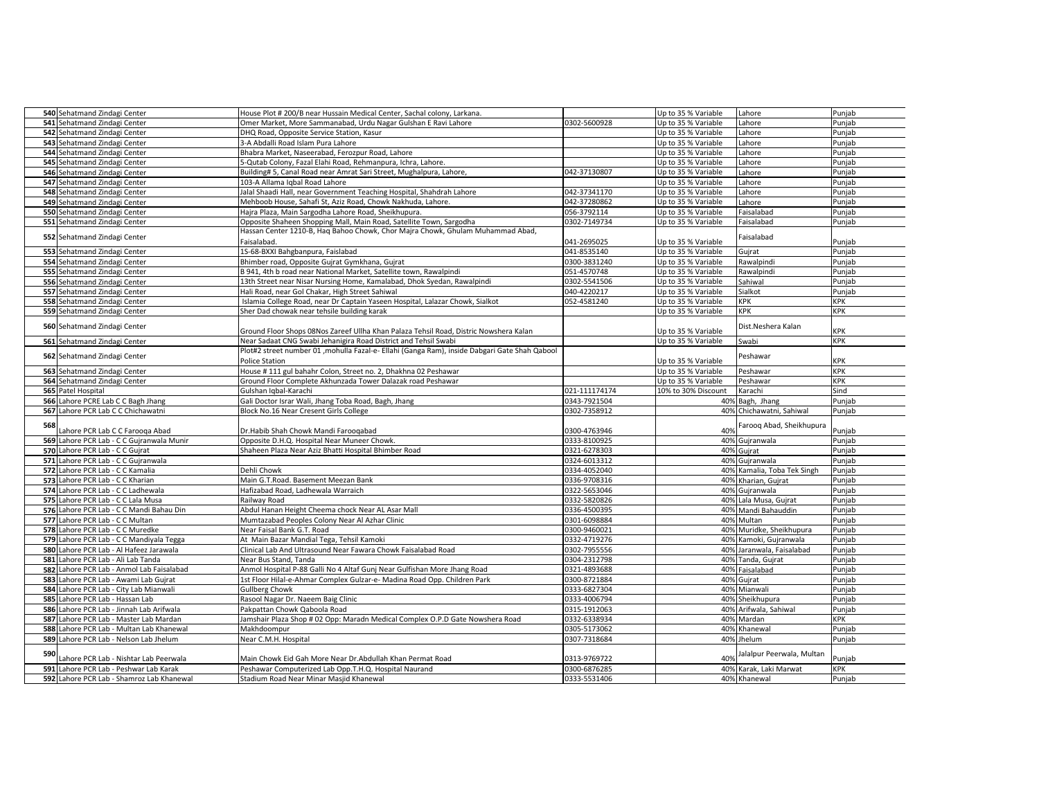| | | | | | | |
|---|---|---|---|---|---|---|
| 540 | Sehatmand Zindagi Center | House Plot # 200/B near Hussain Medical Center, Sachal colony, Larkana. | | Up to 35 % Variable | Lahore | Punjab |
| 541 | Sehatmand Zindagi Center | Omer Market, More Sammanabad, Urdu Nagar Gulshen E Ravi Lahore | 0302-5600928 | Up to 35 % Variable | Lahore | Punjab |
| 542 | Sehatmand Zindagi Center | DHQ Road, Opposite Service Station, Kasur | | Up to 35 % Variable | Lahore | Punjab |
| 543 | Sehatmand Zindagi Center | 3-A Abdalli Road Islam Pura Lahore | | Up to 35 % Variable | Lahore | Punjab |
| 544 | Sehatmand Zindagi Center | Bhabra Market, Naseerabad, Ferozpur Road, Lahore | | Up to 35 % Variable | Lahore | Punjab |
| 545 | Sehatmand Zindagi Center | 5-Qutab Colony, Fazal Elahi Road, Rehmanpura, Ichra, Lahore. | | Up to 35 % Variable | Lahore | Punjab |
| 546 | Sehatmand Zindagi Center | Building# 5, Canal Road near Amrat Sari Street, Mughalpura, Lahore, | 042-37130807 | Up to 35 % Variable | Lahore | Punjab |
| 547 | Sehatmand Zindagi Center | 103-A Allama Iqbal Road Lahore | | Up to 35 % Variable | Lahore | Punjab |
| 548 | Sehatmand Zindagi Center | Jalal Shaadi Hall, near Government Teaching Hospital, Shahdrah Lahore | 042-37341170 | Up to 35 % Variable | Lahore | Punjab |
| 549 | Sehatmand Zindagi Center | Mehboob House, Sahafi St, Aziz Road, Chowk Nakhuda, Lahore. | 042-37280862 | Up to 35 % Variable | Lahore | Punjab |
| 550 | Sehatmand Zindagi Center | Hajra Plaza, Main Sargodha Lahore Road, Sheikhupura. | 056-3792114 | Up to 35 % Variable | Faisalabad | Punjab |
| 551 | Sehatmand Zindagi Center | Opposite Shaheen Shopping Mall, Main Road, Satellite Town, Sargodha | 0302-7149734 | Up to 35 % Variable | Faisalabad | Punjab |
| 552 | Sehatmand Zindagi Center | Hassan Center 1210-B, Haq Bahoo Chowk, Chor Majra Chowk, Ghulam Muhammad Abad, Faisalabad. | 041-2695025 | Up to 35 % Variable | Faisalabad | Punjab |
| 553 | Sehatmand Zindagi Center | 1S-68-BXXI Bahgbanpura, Faislabad | 041-8535140 | Up to 35 % Variable | Gujrat | Punjab |
| 554 | Sehatmand Zindagi Center | Bhimber road, Opposite Gujrat Gymkhana, Gujrat | 0300-3831240 | Up to 35 % Variable | Rawalpindi | Punjab |
| 555 | Sehatmand Zindagi Center | B 941, 4th b road near National Market, Satellite town, Rawalpindi | 051-4570748 | Up to 35 % Variable | Rawalpindi | Punjab |
| 556 | Sehatmand Zindagi Center | 13th Street near Nisar Nursing Home, Kamalabad, Dhok Syedan, Rawalpindi | 0302-5541506 | Up to 35 % Variable | Sahiwal | Punjab |
| 557 | Sehatmand Zindagi Center | Hali Road, near Gol Chakar, High Street Sahiwal | 040-4220217 | Up to 35 % Variable | Sialkot | Punjab |
| 558 | Sehatmand Zindagi Center | Islamia College Road, near Dr Captain Yaseen Hospital, Lalazar Chowk, Sialkot | 052-4581240 | Up to 35 % Variable | KPK | KPK |
| 559 | Sehatmand Zindagi Center | Sher Dad chowak near tehsile building karak | | Up to 35 % Variable | KPK | KPK |
| 560 | Sehatmand Zindagi Center | Ground Floor Shops 08Nos Zareef Ullha Khan Palaza Tehsil Road, Distric Nowshera Kalan | | Up to 35 % Variable | Dist.Neshera Kalan | KPK |
| 561 | Sehatmand Zindagi Center | Near Sadaat CNG Swabi Jehanigira Road District and Tehsil Swabi | | Up to 35 % Variable | Swabi | KPK |
| 562 | Sehatmand Zindagi Center | Plot#2 street number 01 ,mohulla Fazal-e- Ellahi (Ganga Ram), inside Dabgari Gate Shah Qabool Police Station | | Up to 35 % Variable | Peshawar | KPK |
| 563 | Sehatmand Zindagi Center | House # 111 gul bahahr Colon, Street no. 2, Dhakhna 02 Peshawar | | Up to 35 % Variable | Peshawar | KPK |
| 564 | Sehatmand Zindagi Center | Ground Floor Complete Akhunzada Tower Dalazak road Peshawar | | Up to 35 % Variable | Peshawar | KPK |
| 565 | Patel Hospital | Gulshan Iqbal-Karachi | 021-111174174 | 10% to 30% Discount | Karachi | Sind |
| 566 | Lahore PCRE Lab C C Bagh Jhang | Gali Doctor Israr Wali, Jhang Toba Road, Bagh, Jhang | 0343-7921504 | 40% | Bagh, Jhang | Punjab |
| 567 | Lahore PCR Lab C C Chichawatni | Block No.16 Near Cresent Girls College | 0302-7358912 | 40% | Chichawatni, Sahiwal | Punjab |
| 568 | Lahore PCR Lab C C Farooqa Abad | Dr.Habib Shah Chowk Mandi Farooqabad | 0300-4763946 | 40% | Farooq Abad, Sheikhupura | Punjab |
| 569 | Lahore PCR Lab - C C Gujranwala Munir | Opposite D.H.Q. Hospital Near Muneer Chowk. | 0333-8100925 | 40% | Gujranwala | Punjab |
| 570 | Lahore PCR Lab - C C Gujrat | Shaheen Plaza Near Aziz Bhatti Hospital Bhimber Road | 0321-6278303 | 40% | Gujrat | Punjab |
| 571 | Lahore PCR Lab - C C Gujranwala | | 0324-6013312 | 40% | Gujranwala | Punjab |
| 572 | Lahore PCR Lab - C C Kamalia | Dehli Chowk | 0334-4052040 | 40% | Kamalia, Toba Tek Singh | Punjab |
| 573 | Lahore PCR Lab - C C Kharian | Main G.T.Road. Basement Meezan Bank | 0336-9708316 | 40% | Kharian, Gujrat | Punjab |
| 574 | Lahore PCR Lab - C C Ladhewala | Hafizabad Road, Ladhewala Warraich | 0322-5653046 | 40% | Gujranwala | Punjab |
| 575 | Lahore PCR Lab - C C Lala Musa | Railway Road | 0332-5820826 | 40% | Lala Musa, Gujrat | Punjab |
| 576 | Lahore PCR Lab - C C Mandi Bahau Din | Abdul Hanan Height Cheema chock Near AL Asar Mall | 0336-4500395 | 40% | Mandi Bahauddin | Punjab |
| 577 | Lahore PCR Lab - C C Multan | Mumtazabad Peoples Colony Near Al Azhar Clinic | 0301-6098884 | 40% | Multan | Punjab |
| 578 | Lahore PCR Lab - C C Muredke | Near Faisal Bank G.T. Road | 0300-9460021 | 40% | Muridke, Sheikhupura | Punjab |
| 579 | Lahore PCR Lab - C C Mandiyala Tegga | At Main Bazar Mandial Tega, Tehsil Kamoki | 0332-4719276 | 40% | Kamoki, Gujranwala | Punjab |
| 580 | Lahore PCR Lab - Al Hafeez Jarawala | Clinical Lab And Ultrasound Near Fawara Chowk Faisalabad Road | 0302-7955556 | 40% | Jaranwala, Faisalabad | Punjab |
| 581 | Lahore PCR Lab - Ali Lab Tanda | Near Bus Stand, Tanda | 0304-2312798 | 40% | Tanda, Gujrat | Punjab |
| 582 | Lahore PCR Lab - Anmol Lab Faisalabad | Anmol Hospital P-88 Galli No 4 Altaf Gunj Near Gulfishan More Jhang Road | 0321-4893688 | 40% | Faisalabad | Punjab |
| 583 | Lahore PCR Lab - Awami Lab Gujrat | 1st Floor Hilal-e-Ahmar Complex Gulzar-e- Madina Road Opp. Children Park | 0300-8721884 | 40% | Gujrat | Punjab |
| 584 | Lahore PCR Lab - City Lab Mianwali | Gullberg Chowk | 0333-6827304 | 40% | Mianwali | Punjab |
| 585 | Lahore PCR Lab - Hassan Lab | Rasool Nagar Dr. Naeem Baig Clinic | 0333-4006794 | 40% | Sheikhupura | Punjab |
| 586 | Lahore PCR Lab - Jinnah Lab Arifwala | Pakpattan Chowk Qaboola Road | 0315-1912063 | 40% | Arifwala, Sahiwal | Punjab |
| 587 | Lahore PCR Lab - Master Lab Mardan | Jamshair Plaza Shop # 02 Opp: Maradn Medical Complex O.P.D Gate Nowshera Road | 0332-6338934 | 40% | Mardan | KPK |
| 588 | Lahore PCR Lab - Multan Lab Khanewal | Makhdoompur | 0305-5173062 | 40% | Khanewal | Punjab |
| 589 | Lahore PCR Lab - Nelson Lab Jhelum | Near C.M.H. Hospital | 0307-7318684 | 40% | Jhelum | Punjab |
| 590 | Lahore PCR Lab - Nishtar Lab Peerwala | Main Chowk Eid Gah More Near Dr.Abdullah Khan Permat Road | 0313-9769722 | 40% | Jalalpur Peerwala, Multan | Punjab |
| 591 | Lahore PCR Lab - Peshwar Lab Karak | Peshawar Computerized Lab Opp.T.H.Q. Hospital Naurand | 0300-6876285 | 40% | Karak, Laki Marwat | KPK |
| 592 | Lahore PCR Lab - Shamroz Lab Khanewal | Stadium Road Near Minar Masjid Khanewal | 0333-5531406 | 40% | Khanewal | Punjab |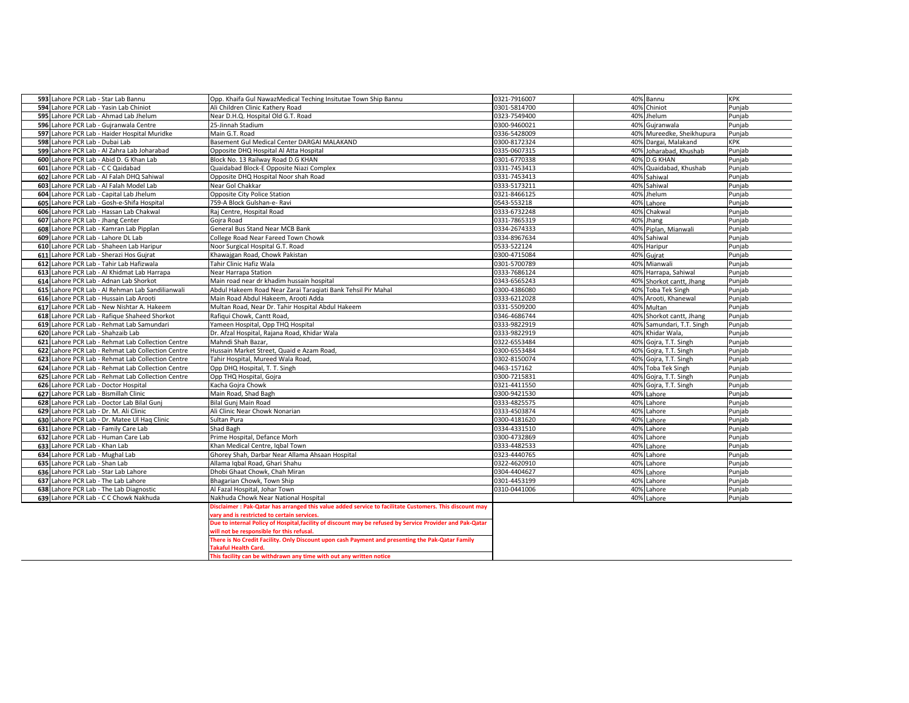| | | | | | | |
|---|---|---|---|---|---|---|
| 593 | Lahore PCR Lab - Star Lab Bannu | Opp. Khaifa Gul NawazMedical Teching Insitutae Town Ship Bannu | 0321-7916007 | 40% | Bannu | KPK |
| 594 | Lahore PCR Lab - Yasin Lab Chiniot | Ali Children Clinic Kathery Road | 0301-5814700 | 40% | Chiniot | Punjab |
| 595 | Lahore PCR Lab - Ahmad Lab Jhelum | Near D.H.Q. Hospital Old G.T. Road | 0323-7549400 | 40% | Jhelum | Punjab |
| 596 | Lahore PCR Lab - Gujranwala Centre | 25-Jinnah Stadium | 0300-9460021 | 40% | Gujranwala | Punjab |
| 597 | Lahore PCR Lab - Haider Hospital Muridke | Main G.T. Road | 0336-5428009 | 40% | Mureedke, Sheikhupura | Punjab |
| 598 | Lahore PCR Lab - Dubai Lab | Basement Gul Medical Center DARGAI MALAKAND | 0300-8172324 | 40% | Dargai, Malakand | KPK |
| 599 | Lahore PCR Lab - Al Zahra Lab Joharabad | Opposite DHQ Hospital Al Atta Hospital | 0335-0607315 | 40% | Joharabad, Khushab | Punjab |
| 600 | Lahore PCR Lab - Abid D. G Khan Lab | Block No. 13 Railway Road D.G KHAN | 0301-6770338 | 40% | D.G KHAN | Punjab |
| 601 | Lahore PCR Lab - C C Qaidabad | Quaidabad Block-E Opposite Niazi Complex | 0331-7453413 | 40% | Quaidabad, Khushab | Punjab |
| 602 | Lahore PCR Lab - Al Falah DHQ Sahiwal | Opposite DHQ Hospital Noor shah Road | 0331-7453413 | 40% | Sahiwal | Punjab |
| 603 | Lahore PCR Lab - Al Falah Model Lab | Near Gol Chakkar | 0333-5173211 | 40% | Sahiwal | Punjab |
| 604 | Lahore PCR Lab - Capital Lab Jhelum | Opposite City Police Station | 0321-8466125 | 40% | Jhelum | Punjab |
| 605 | Lahore PCR Lab - Gosh-e-Shifa Hospital | 759-A Block Gulshan-e- Ravi | 0543-553218 | 40% | Lahore | Punjab |
| 606 | Lahore PCR Lab - Hassan Lab Chakwal | Raj Centre, Hospital Road | 0333-6732248 | 40% | Chakwal | Punjab |
| 607 | Lahore PCR Lab - Jhang Center | Gojra Road | 0331-7865319 | 40% | Jhang | Punjab |
| 608 | Lahore PCR Lab - Kamran Lab Pipplan | General Bus Stand Near MCB Bank | 0334-2674333 | 40% | Piplan, Mianwali | Punjab |
| 609 | Lahore PCR Lab - Lahore DL Lab | College Road Near Fareed Town Chowk | 0334-8967634 | 40% | Sahiwal | Punjab |
| 610 | Lahore PCR Lab - Shaheen Lab Haripur | Noor Surgical Hospital G.T. Road | 0533-522124 | 40% | Haripur | Punjab |
| 611 | Lahore PCR Lab - Sherazi Hos Gujrat | Khawajgan Road, Chowk Pakistan | 0300-4715084 | 40% | Gujrat | Punjab |
| 612 | Lahore PCR Lab - Tahir Lab Hafizwala | Tahir Clinic Hafiz Wala | 0301-5700789 | 40% | Mianwali | Punjab |
| 613 | Lahore PCR Lab - Al Khidmat Lab Harrapa | Near Harrapa Station | 0333-7686124 | 40% | Harrapa, Sahiwal | Punjab |
| 614 | Lahore PCR Lab - Adnan Lab Shorkot | Main road near dr khadim hussain hospital | 0343-6565243 | 40% | Shorkot cantt, Jhang | Punjab |
| 615 | Lahore PCR Lab - Al Rehman Lab Sandilianwali | Abdul Hakeem Road Near Zarai Taraqiati Bank Tehsil Pir Mahal | 0300-4386080 | 40% | Toba Tek Singh | Punjab |
| 616 | Lahore PCR Lab - Hussain Lab Arooti | Main Road Abdul Hakeem, Arooti Adda | 0333-6212028 | 40% | Arooti, Khanewal | Punjab |
| 617 | Lahore PCR Lab - New Nishtar A. Hakeem | Multan Road, Near Dr. Tahir Hospital Abdul Hakeem | 0331-5509200 | 40% | Multan | Punjab |
| 618 | Lahore PCR Lab - Rafique Shaheed Shorkot | Rafiqui Chowk, Cantt Road, | 0346-4686744 | 40% | Shorkot cantt, Jhang | Punjab |
| 619 | Lahore PCR Lab - Rehmat Lab Samundari | Yameen Hospital, Opp THQ Hospital | 0333-9822919 | 40% | Samundari, T.T. Singh | Punjab |
| 620 | Lahore PCR Lab - Shahzaib Lab | Dr. Afzal Hospital, Rajana Road, Khidar Wala | 0333-9822919 | 40% | Khidar Wala, | Punjab |
| 621 | Lahore PCR Lab - Rehmat Lab Collection Centre | Mahndi Shah Bazar, | 0322-6553484 | 40% | Gojra, T.T. Singh | Punjab |
| 622 | Lahore PCR Lab - Rehmat Lab Collection Centre | Hussain Market Street, Quaid e Azam Road, | 0300-6553484 | 40% | Gojra, T.T. Singh | Punjab |
| 623 | Lahore PCR Lab - Rehmat Lab Collection Centre | Tahir Hospital, Mureed Wala Road, | 0302-8150074 | 40% | Gojra, T.T. Singh | Punjab |
| 624 | Lahore PCR Lab - Rehmat Lab Collection Centre | Opp DHQ Hospital, T. T. Singh | 0463-157162 | 40% | Toba Tek Singh | Punjab |
| 625 | Lahore PCR Lab - Rehmat Lab Collection Centre | Opp THQ Hospital, Gojra | 0300-7215831 | 40% | Gojra, T.T. Singh | Punjab |
| 626 | Lahore PCR Lab - Doctor Hospital | Kacha Gojra Chowk | 0321-4411550 | 40% | Gojra, T.T. Singh | Punjab |
| 627 | Lahore PCR Lab - Bismillah Clinic | Main Road, Shad Bagh | 0300-9421530 | 40% | Lahore | Punjab |
| 628 | Lahore PCR Lab - Doctor Lab Bilal Gunj | Bilal Gunj Main Road | 0333-4825575 | 40% | Lahore | Punjab |
| 629 | Lahore PCR Lab - Dr. M. Ali Clinic | Ali Clinic Near Chowk Nonarian | 0333-4503874 | 40% | Lahore | Punjab |
| 630 | Lahore PCR Lab - Dr. Matee Ul Haq Clinic | Sultan Pura | 0300-4181620 | 40% | Lahore | Punjab |
| 631 | Lahore PCR Lab - Family Care Lab | Shad Bagh | 0334-4331510 | 40% | Lahore | Punjab |
| 632 | Lahore PCR Lab - Human Care Lab | Prime Hospital, Defance Morh | 0300-4732869 | 40% | Lahore | Punjab |
| 633 | Lahore PCR Lab - Khan Lab | Khan Medical Centre, Iqbal Town | 0333-4482533 | 40% | Lahore | Punjab |
| 634 | Lahore PCR Lab - Mughal Lab | Ghorey Shah, Darbar Near Allama Ahsaan Hospital | 0323-4440765 | 40% | Lahore | Punjab |
| 635 | Lahore PCR Lab - Shan Lab | Allama Iqbal Road, Ghari Shahu | 0322-4620910 | 40% | Lahore | Punjab |
| 636 | Lahore PCR Lab - Star Lab Lahore | Dhobi Ghaat Chowk, Chah Miran | 0304-4404627 | 40% | Lahore | Punjab |
| 637 | Lahore PCR Lab - The Lab Lahore | Bhagarian Chowk, Town Ship | 0301-4453199 | 40% | Lahore | Punjab |
| 638 | Lahore PCR Lab - The Lab Diagnostic | Al Fazal Hospital, Johar Town | 0310-0441006 | 40% | Lahore | Punjab |
| 639 | Lahore PCR Lab - C C Chowk Nakhuda | Nakhuda Chowk Near National Hospital | | 40% | Lahore | Punjab |

**Disclaimer : Pak-Qatar has arranged this value added service to facilitate Customers. This discount may vary and is restricted to certain services.**

**Due to internal Policy of Hospital,facility of discount may be refused by Service Provider and Pak-Qatar will not be responsible for this refusal.**

**There is No Credit Facility. Only Discount upon cash Payment and presenting the Pak-Qatar Family Takaful Health Card.**

**This facility can be withdrawn any time with out any written notice**